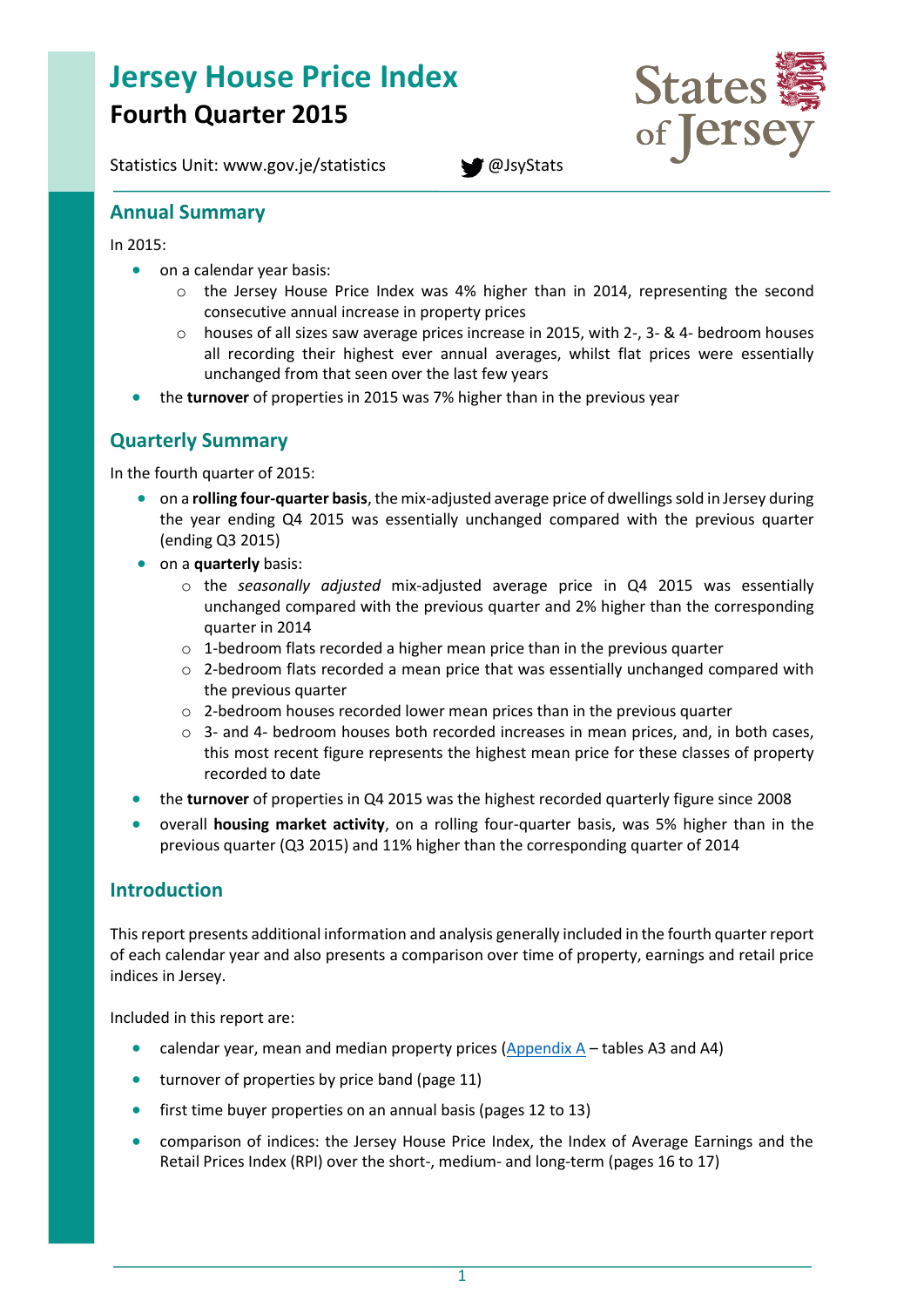# Jersey House Price Index

## Fourth Quarter 2015

Statistics Unit: www.gov.je/statistics @JsyStats

## Annual Summary

In 2015:

- on a calendar year basis:
  - the Jersey House Price Index was 4% higher than in 2014, representing the second consecutive annual increase in property prices
  - houses of all sizes saw average prices increase in 2015, with 2-, 3- & 4- bedroom houses all recording their highest ever annual averages, whilst flat prices were essentially unchanged from that seen over the last few years
- the **turnover** of properties in 2015 was 7% higher than in the previous year

## Quarterly Summary

In the fourth quarter of 2015:

- on a **rolling four-quarter basis**, the mix-adjusted average price of dwellings sold in Jersey during the year ending Q4 2015 was essentially unchanged compared with the previous quarter (ending Q3 2015)
- on a **quarterly** basis:
  - the *seasonally adjusted* mix-adjusted average price in Q4 2015 was essentially unchanged compared with the previous quarter and 2% higher than the corresponding quarter in 2014
  - 1-bedroom flats recorded a higher mean price than in the previous quarter
  - 2-bedroom flats recorded a mean price that was essentially unchanged compared with the previous quarter
  - 2-bedroom houses recorded lower mean prices than in the previous quarter
  - 3- and 4- bedroom houses both recorded increases in mean prices, and, in both cases, this most recent figure represents the highest mean price for these classes of property recorded to date
- the **turnover** of properties in Q4 2015 was the highest recorded quarterly figure since 2008
- overall **housing market activity**, on a rolling four-quarter basis, was 5% higher than in the previous quarter (Q3 2015) and 11% higher than the corresponding quarter of 2014

## Introduction

This report presents additional information and analysis generally included in the fourth quarter report of each calendar year and also presents a comparison over time of property, earnings and retail price indices in Jersey.

Included in this report are:

- calendar year, mean and median property prices (Appendix A – tables A3 and A4)
- turnover of properties by price band (page 11)
- first time buyer properties on an annual basis (pages 12 to 13)
- comparison of indices: the Jersey House Price Index, the Index of Average Earnings and the Retail Prices Index (RPI) over the short-, medium- and long-term (pages 16 to 17)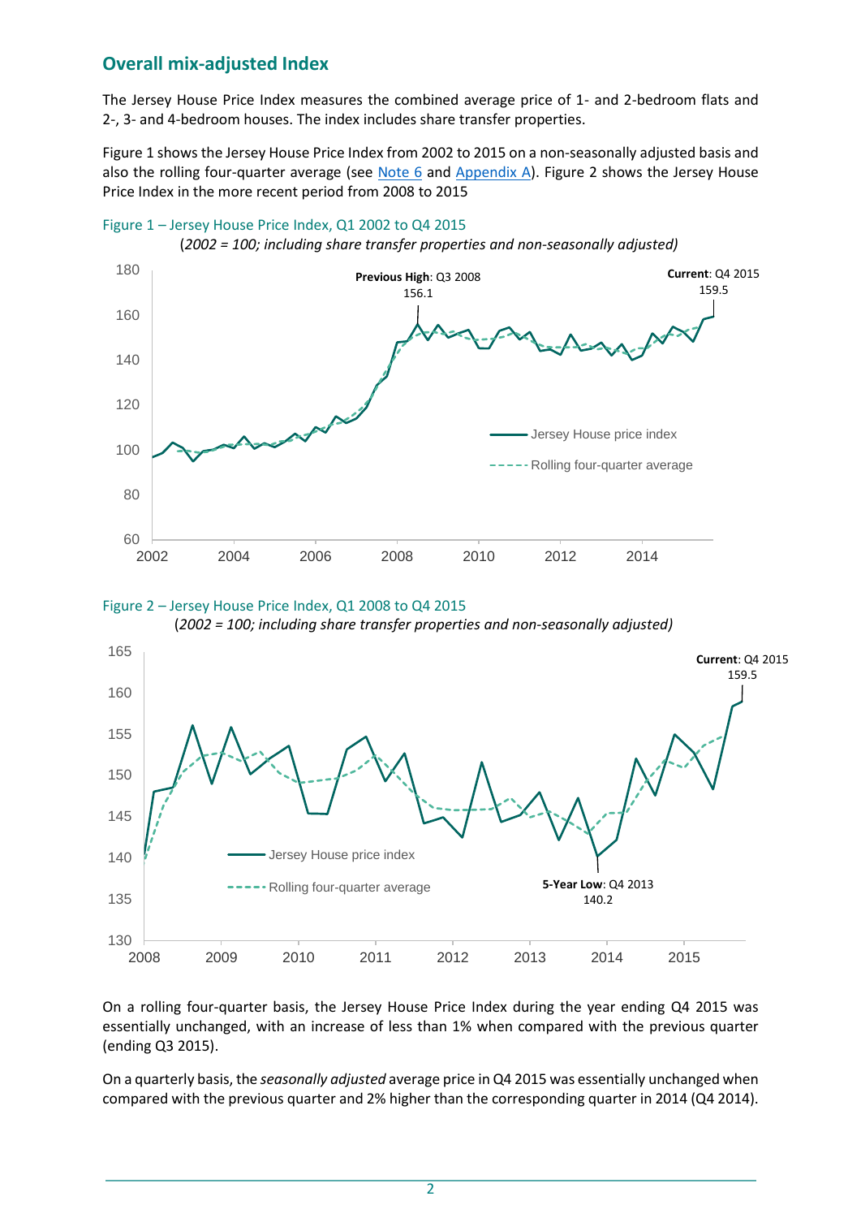## Overall mix-adjusted Index

The Jersey House Price Index measures the combined average price of 1- and 2-bedroom flats and 2-, 3- and 4-bedroom houses. The index includes share transfer properties.

Figure 1 shows the Jersey House Price Index from 2002 to 2015 on a non-seasonally adjusted basis and also the rolling four-quarter average (see Note 6 and Appendix A). Figure 2 shows the Jersey House Price Index in the more recent period from 2008 to 2015

Figure 1 – Jersey House Price Index, Q1 2002 to Q4 2015

*(2002 = 100; including share transfer properties and non-seasonally adjusted)*

Figure 2 – Jersey House Price Index, Q1 2008 to Q4 2015

*(2002 = 100; including share transfer properties and non-seasonally adjusted)*

On a rolling four-quarter basis, the Jersey House Price Index during the year ending Q4 2015 was essentially unchanged, with an increase of less than 1% when compared with the previous quarter (ending Q3 2015).

On a quarterly basis, the *seasonally adjusted* average price in Q4 2015 was essentially unchanged when compared with the previous quarter and 2% higher than the corresponding quarter in 2014 (Q4 2014).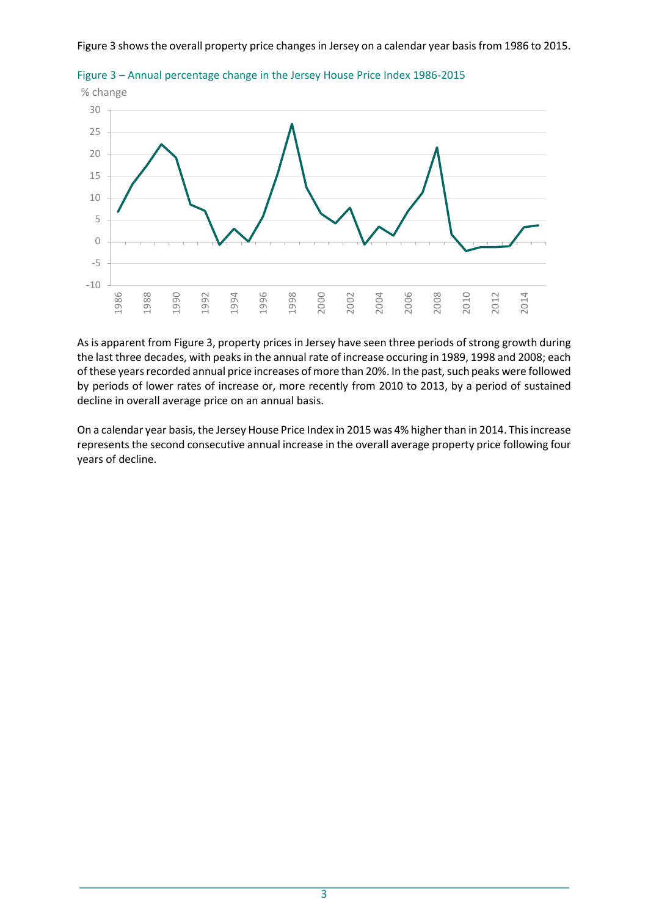Figure 3 shows the overall property price changes in Jersey on a calendar year basis from 1986 to 2015.

Figure 3 – Annual percentage change in the Jersey House Price Index 1986-2015

As is apparent from Figure 3, property prices in Jersey have seen three periods of strong growth during the last three decades, with peaks in the annual rate of increase occuring in 1989, 1998 and 2008; each of these years recorded annual price increases of more than 20%. In the past, such peaks were followed by periods of lower rates of increase or, more recently from 2010 to 2013, by a period of sustained decline in overall average price on an annual basis.

On a calendar year basis, the Jersey House Price Index in 2015 was 4% higher than in 2014. This increase represents the second consecutive annual increase in the overall average property price following four years of decline.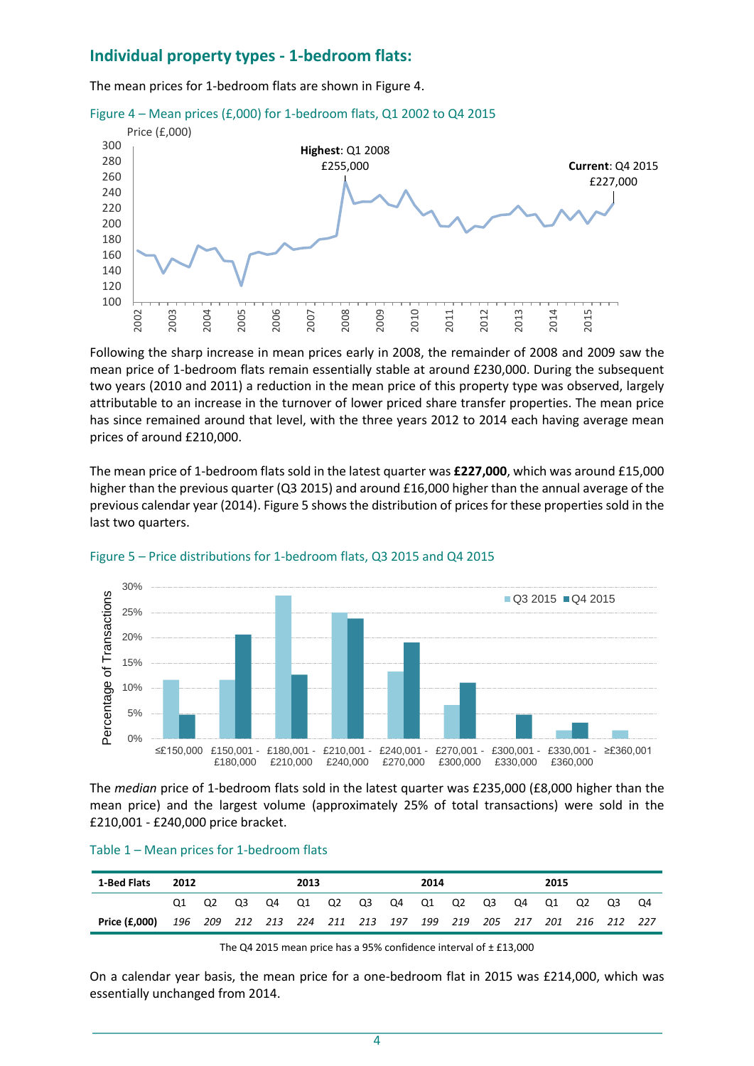## Individual property types - 1-bedroom flats:

The mean prices for 1-bedroom flats are shown in Figure 4.

Figure 4 – Mean prices (£,000) for 1-bedroom flats, Q1 2002 to Q4 2015

Following the sharp increase in mean prices early in 2008, the remainder of 2008 and 2009 saw the mean price of 1-bedroom flats remain essentially stable at around £230,000. During the subsequent two years (2010 and 2011) a reduction in the mean price of this property type was observed, largely attributable to an increase in the turnover of lower priced share transfer properties. The mean price has since remained around that level, with the three years 2012 to 2014 each having average mean prices of around £210,000.

The mean price of 1-bedroom flats sold in the latest quarter was **£227,000**, which was around £15,000 higher than the previous quarter (Q3 2015) and around £16,000 higher than the annual average of the previous calendar year (2014). Figure 5 shows the distribution of prices for these properties sold in the last two quarters.

Figure 5 – Price distributions for 1-bedroom flats, Q3 2015 and Q4 2015

The *median* price of 1-bedroom flats sold in the latest quarter was £235,000 (£8,000 higher than the mean price) and the largest volume (approximately 25% of total transactions) were sold in the £210,001 - £240,000 price bracket.

Table 1 – Mean prices for 1-bedroom flats

| 1-Bed Flats | 2012 | | | | 2013 | | | | 2014 | | | | 2015 | | | |
|---|---|---|---|---|---|---|---|---|---|---|---|---|---|---|---|---|
| | Q1 | Q2 | Q3 | Q4 | Q1 | Q2 | Q3 | Q4 | Q1 | Q2 | Q3 | Q4 | Q1 | Q2 | Q3 | Q4 |
| **Price (£,000)** | *196* | *209* | *212* | *213* | *224* | *211* | *213* | *197* | *199* | *219* | *205* | *217* | *201* | *216* | *212* | *227* |

The Q4 2015 mean price has a 95% confidence interval of ± £13,000

On a calendar year basis, the mean price for a one-bedroom flat in 2015 was £214,000, which was essentially unchanged from 2014.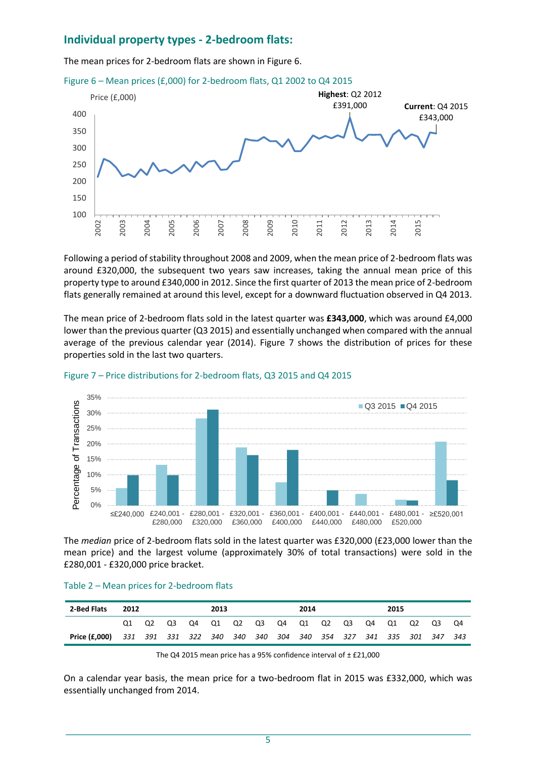## Individual property types - 2-bedroom flats:

The mean prices for 2-bedroom flats are shown in Figure 6.

Figure 6 – Mean prices (£,000) for 2-bedroom flats, Q1 2002 to Q4 2015

Following a period of stability throughout 2008 and 2009, when the mean price of 2-bedroom flats was around £320,000, the subsequent two years saw increases, taking the annual mean price of this property type to around £340,000 in 2012. Since the first quarter of 2013 the mean price of 2-bedroom flats generally remained at around this level, except for a downward fluctuation observed in Q4 2013.

The mean price of 2-bedroom flats sold in the latest quarter was **£343,000**, which was around £4,000 lower than the previous quarter (Q3 2015) and essentially unchanged when compared with the annual average of the previous calendar year (2014). Figure 7 shows the distribution of prices for these properties sold in the last two quarters.

Figure 7 – Price distributions for 2-bedroom flats, Q3 2015 and Q4 2015

The *median* price of 2-bedroom flats sold in the latest quarter was £320,000 (£23,000 lower than the mean price) and the largest volume (approximately 30% of total transactions) were sold in the £280,001 - £320,000 price bracket.

Table 2 – Mean prices for 2-bedroom flats

| 2-Bed Flats | 2012 | | | | 2013 | | | | 2014 | | | | 2015 | | | |
|---|---|---|---|---|---|---|---|---|---|---|---|---|---|---|---|---|
| | Q1 | Q2 | Q3 | Q4 | Q1 | Q2 | Q3 | Q4 | Q1 | Q2 | Q3 | Q4 | Q1 | Q2 | Q3 | Q4 |
| **Price (£,000)** | *331* | *391* | *331* | *322* | *340* | *340* | *340* | *304* | *340* | *354* | *327* | *341* | *335* | *301* | *347* | *343* |

The Q4 2015 mean price has a 95% confidence interval of ± £21,000

On a calendar year basis, the mean price for a two-bedroom flat in 2015 was £332,000, which was essentially unchanged from 2014.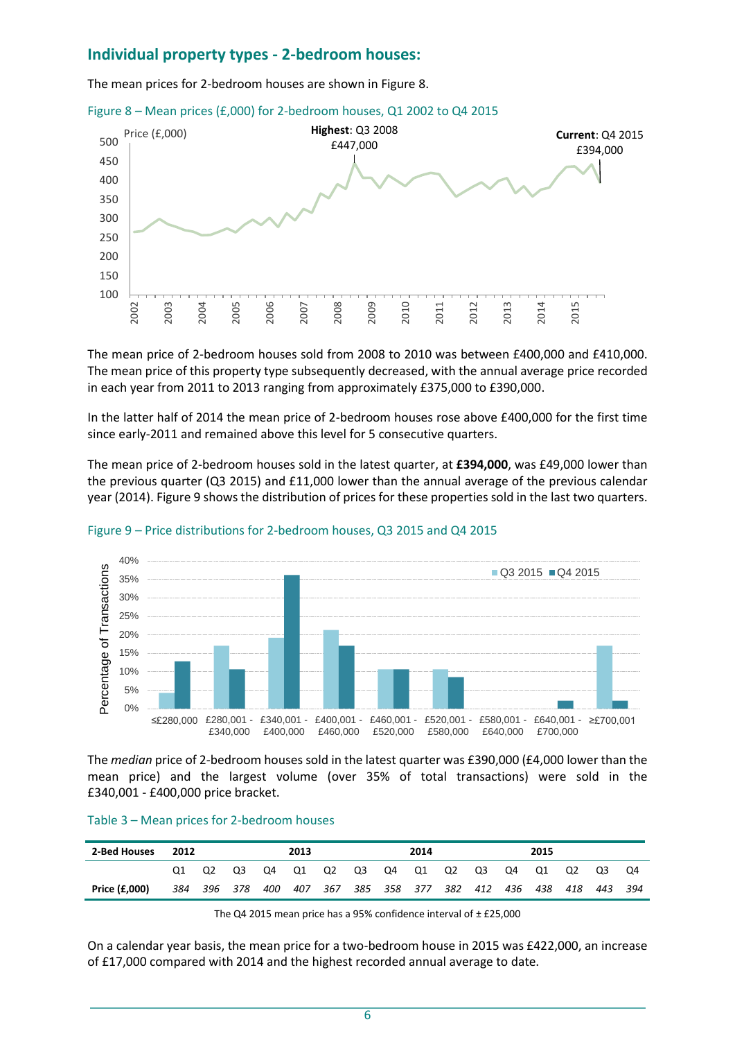## Individual property types - 2-bedroom houses:

The mean prices for 2-bedroom houses are shown in Figure 8.

Figure 8 – Mean prices (£,000) for 2-bedroom houses, Q1 2002 to Q4 2015

The mean price of 2-bedroom houses sold from 2008 to 2010 was between £400,000 and £410,000. The mean price of this property type subsequently decreased, with the annual average price recorded in each year from 2011 to 2013 ranging from approximately £375,000 to £390,000.

In the latter half of 2014 the mean price of 2-bedroom houses rose above £400,000 for the first time since early-2011 and remained above this level for 5 consecutive quarters.

The mean price of 2-bedroom houses sold in the latest quarter, at **£394,000**, was £49,000 lower than the previous quarter (Q3 2015) and £11,000 lower than the annual average of the previous calendar year (2014). Figure 9 shows the distribution of prices for these properties sold in the last two quarters.

Figure 9 – Price distributions for 2-bedroom houses, Q3 2015 and Q4 2015

The *median* price of 2-bedroom houses sold in the latest quarter was £390,000 (£4,000 lower than the mean price) and the largest volume (over 35% of total transactions) were sold in the £340,001 - £400,000 price bracket.

Table 3 – Mean prices for 2-bedroom houses

| 2-Bed Houses | 2012 | | | | 2013 | | | | 2014 | | | | 2015 | | | |
|---|---|---|---|---|---|---|---|---|---|---|---|---|---|---|---|---|
| | Q1 | Q2 | Q3 | Q4 | Q1 | Q2 | Q3 | Q4 | Q1 | Q2 | Q3 | Q4 | Q1 | Q2 | Q3 | Q4 |
| **Price (£,000)** | *384* | *396* | *378* | *400* | *407* | *367* | *385* | *358* | *377* | *382* | *412* | *436* | *438* | *418* | *443* | *394* |

The Q4 2015 mean price has a 95% confidence interval of ± £25,000

On a calendar year basis, the mean price for a two-bedroom house in 2015 was £422,000, an increase of £17,000 compared with 2014 and the highest recorded annual average to date.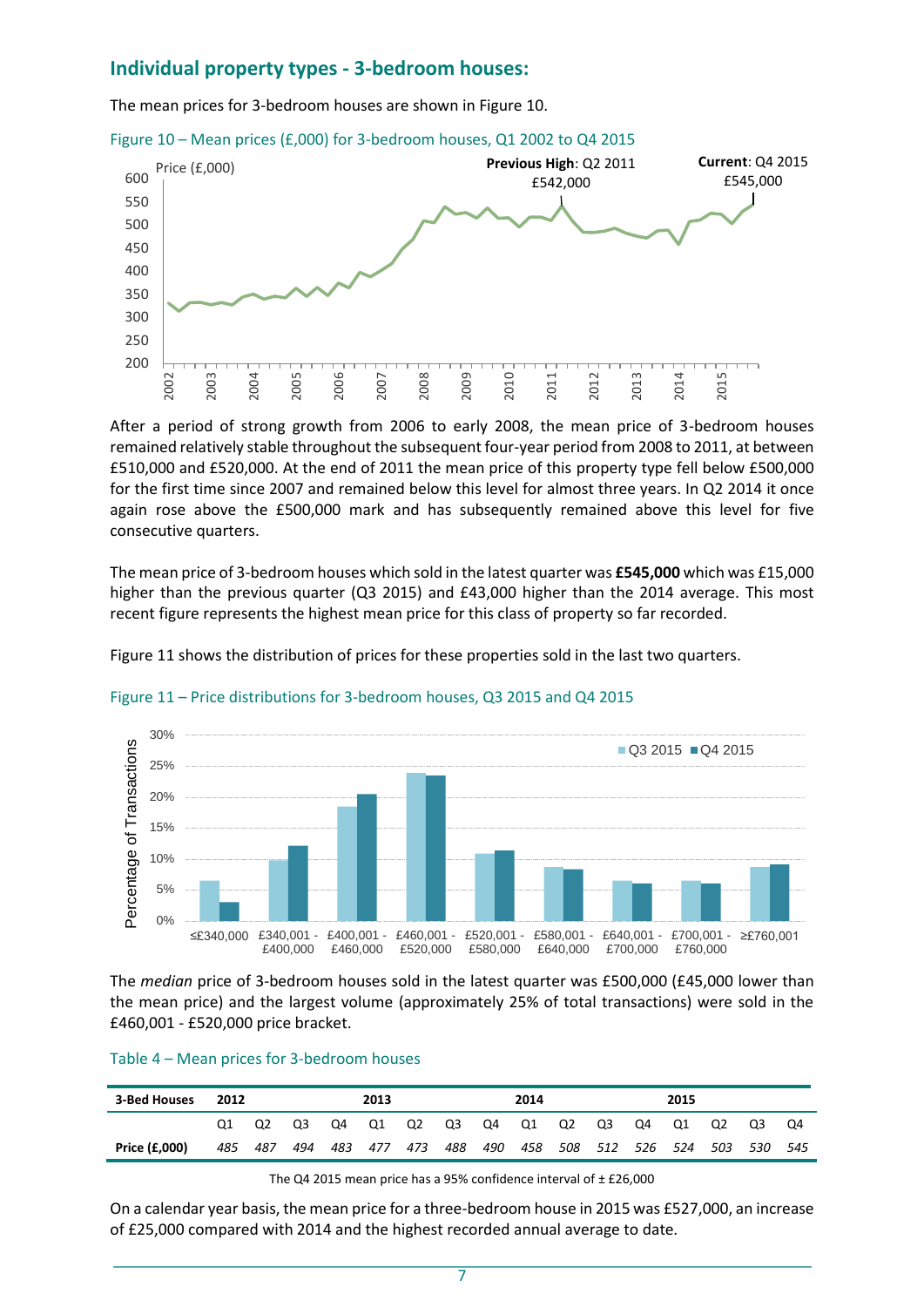## Individual property types - 3-bedroom houses:

The mean prices for 3-bedroom houses are shown in Figure 10.

Figure 10 – Mean prices (£,000) for 3-bedroom houses, Q1 2002 to Q4 2015

After a period of strong growth from 2006 to early 2008, the mean price of 3-bedroom houses remained relatively stable throughout the subsequent four-year period from 2008 to 2011, at between £510,000 and £520,000. At the end of 2011 the mean price of this property type fell below £500,000 for the first time since 2007 and remained below this level for almost three years. In Q2 2014 it once again rose above the £500,000 mark and has subsequently remained above this level for five consecutive quarters.

The mean price of 3-bedroom houses which sold in the latest quarter was **£545,000** which was £15,000 higher than the previous quarter (Q3 2015) and £43,000 higher than the 2014 average. This most recent figure represents the highest mean price for this class of property so far recorded.

Figure 11 shows the distribution of prices for these properties sold in the last two quarters.

Figure 11 – Price distributions for 3-bedroom houses, Q3 2015 and Q4 2015

The *median* price of 3-bedroom houses sold in the latest quarter was £500,000 (£45,000 lower than the mean price) and the largest volume (approximately 25% of total transactions) were sold in the £460,001 - £520,000 price bracket.

Table 4 – Mean prices for 3-bedroom houses

| 3-Bed Houses | 2012 | | | | 2013 | | | | 2014 | | | | 2015 | | | |
|---|---|---|---|---|---|---|---|---|---|---|---|---|---|---|---|---|
| | Q1 | Q2 | Q3 | Q4 | Q1 | Q2 | Q3 | Q4 | Q1 | Q2 | Q3 | Q4 | Q1 | Q2 | Q3 | Q4 |
| **Price (£,000)** | *485* | *487* | *494* | *483* | *477* | *473* | *488* | *490* | *458* | *508* | *512* | *526* | *524* | *503* | *530* | *545* |

The Q4 2015 mean price has a 95% confidence interval of ± £26,000

On a calendar year basis, the mean price for a three-bedroom house in 2015 was £527,000, an increase of £25,000 compared with 2014 and the highest recorded annual average to date.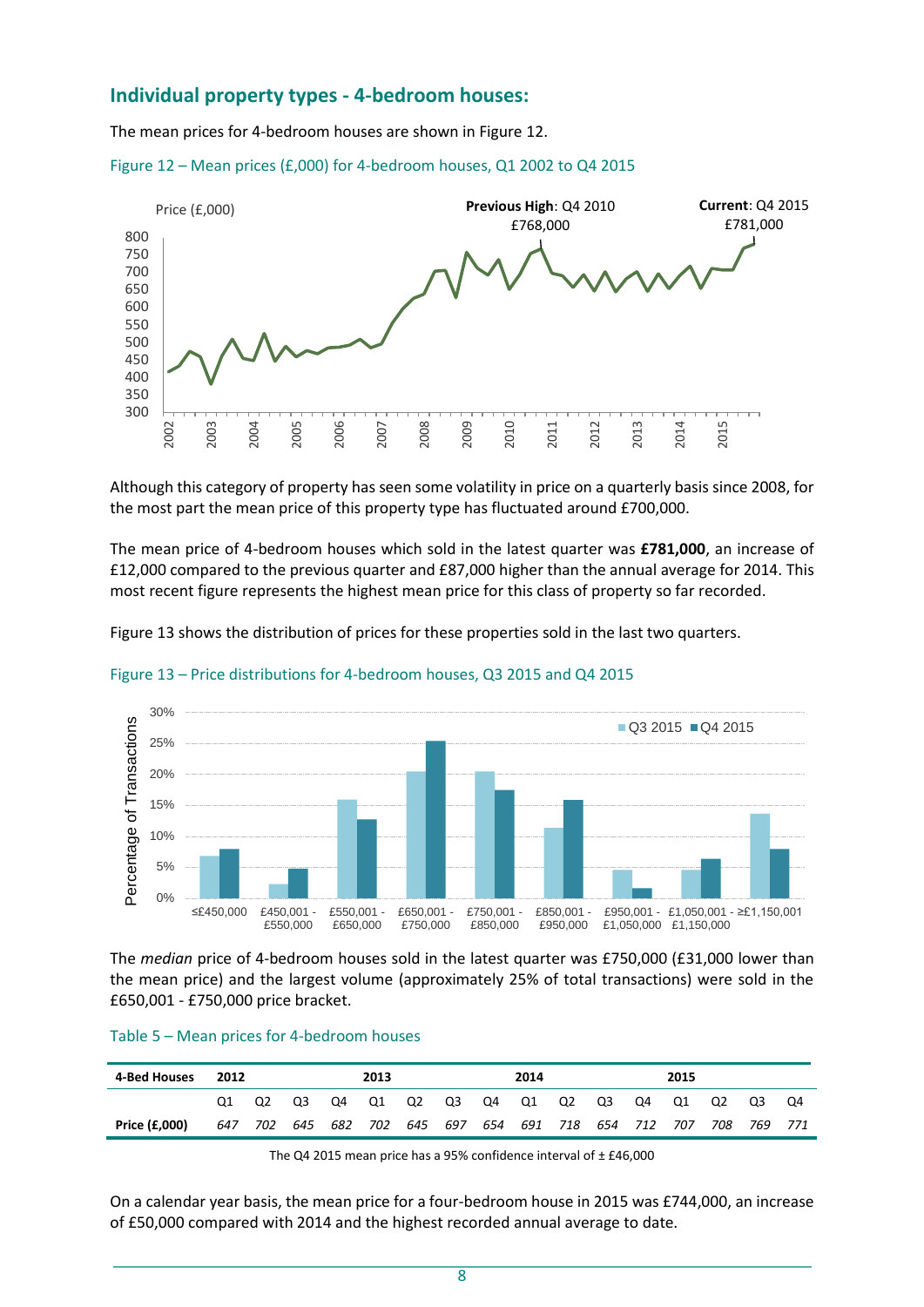## Individual property types - 4-bedroom houses:

The mean prices for 4-bedroom houses are shown in Figure 12.

Figure 12 – Mean prices (£,000) for 4-bedroom houses, Q1 2002 to Q4 2015

Although this category of property has seen some volatility in price on a quarterly basis since 2008, for the most part the mean price of this property type has fluctuated around £700,000.

The mean price of 4-bedroom houses which sold in the latest quarter was **£781,000**, an increase of £12,000 compared to the previous quarter and £87,000 higher than the annual average for 2014. This most recent figure represents the highest mean price for this class of property so far recorded.

Figure 13 shows the distribution of prices for these properties sold in the last two quarters.

Figure 13 – Price distributions for 4-bedroom houses, Q3 2015 and Q4 2015

The *median* price of 4-bedroom houses sold in the latest quarter was £750,000 (£31,000 lower than the mean price) and the largest volume (approximately 25% of total transactions) were sold in the £650,001 - £750,000 price bracket.

Table 5 – Mean prices for 4-bedroom houses

| 4-Bed Houses | 2012 | | | | 2013 | | | | 2014 | | | | 2015 | | | |
|---|---|---|---|---|---|---|---|---|---|---|---|---|---|---|---|---|
| | Q1 | Q2 | Q3 | Q4 | Q1 | Q2 | Q3 | Q4 | Q1 | Q2 | Q3 | Q4 | Q1 | Q2 | Q3 | Q4 |
| **Price (£,000)** | *647* | *702* | *645* | *682* | *702* | *645* | *697* | *654* | *691* | *718* | *654* | *712* | *707* | *708* | *769* | *771* |

The Q4 2015 mean price has a 95% confidence interval of ± £46,000

On a calendar year basis, the mean price for a four-bedroom house in 2015 was £744,000, an increase of £50,000 compared with 2014 and the highest recorded annual average to date.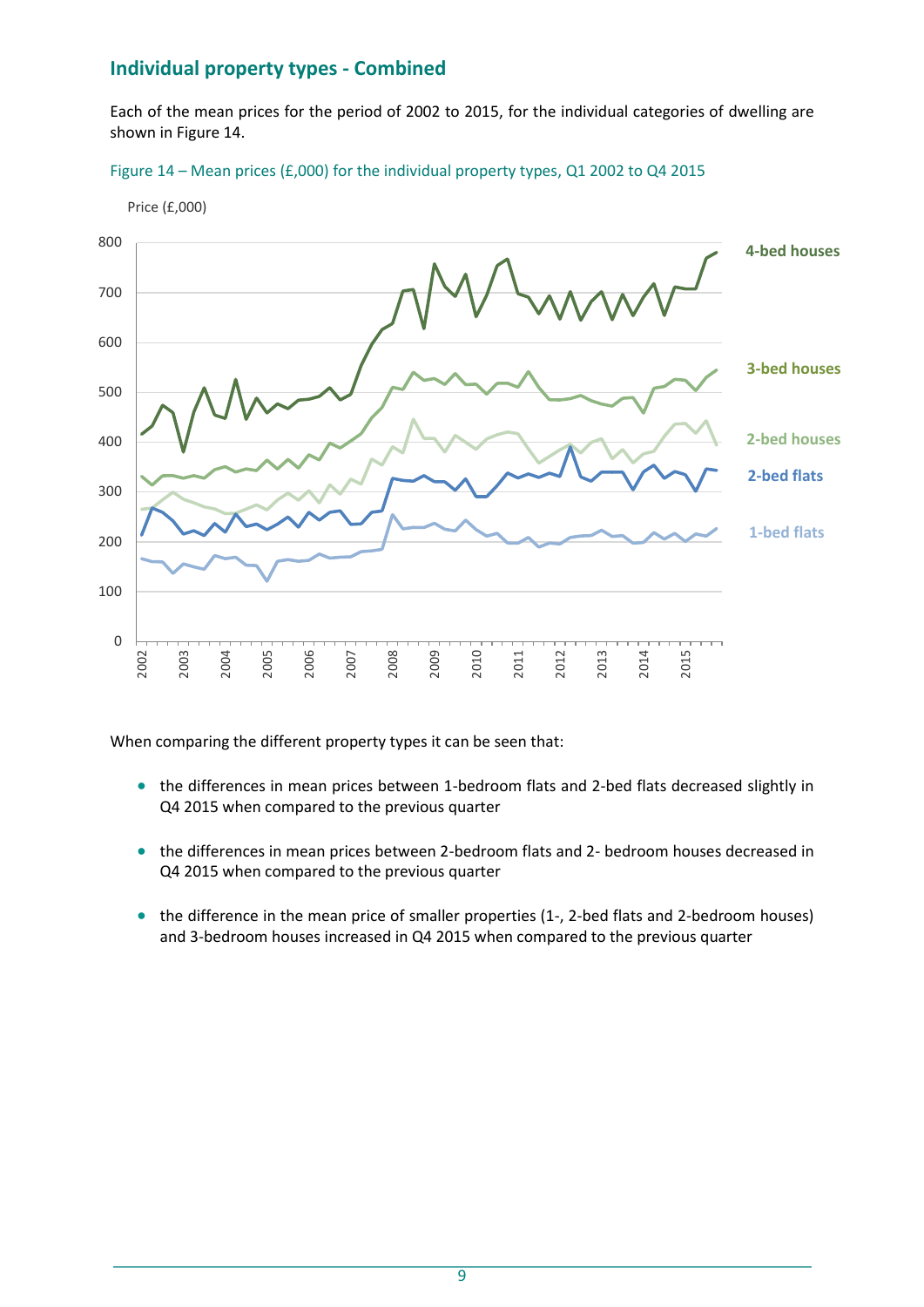## Individual property types - Combined

Each of the mean prices for the period of 2002 to 2015, for the individual categories of dwelling are shown in Figure 14.

Figure 14 – Mean prices (£,000) for the individual property types, Q1 2002 to Q4 2015

When comparing the different property types it can be seen that:

- the differences in mean prices between 1-bedroom flats and 2-bed flats decreased slightly in Q4 2015 when compared to the previous quarter
- the differences in mean prices between 2-bedroom flats and 2- bedroom houses decreased in Q4 2015 when compared to the previous quarter
- the difference in the mean price of smaller properties (1-, 2-bed flats and 2-bedroom houses) and 3-bedroom houses increased in Q4 2015 when compared to the previous quarter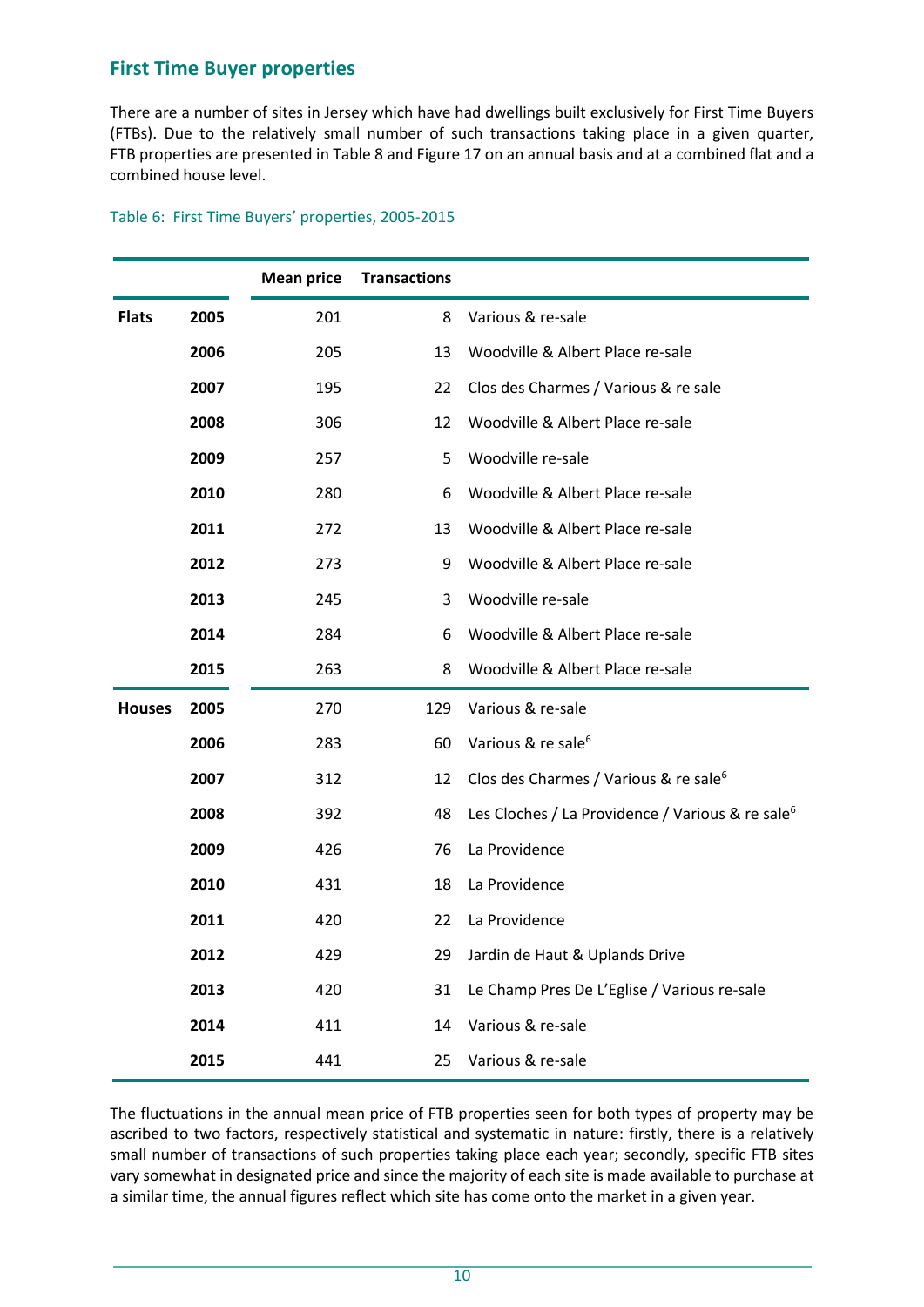## First Time Buyer properties

There are a number of sites in Jersey which have had dwellings built exclusively for First Time Buyers (FTBs). Due to the relatively small number of such transactions taking place in a given quarter, FTB properties are presented in Table 8 and Figure 17 on an annual basis and at a combined flat and a combined house level.

Table 6: First Time Buyers' properties, 2005-2015

| | | Mean price | Transactions | |
|---|---|---|---|---|
| **Flats** | **2005** | 201 | 8 | Various & re-sale |
| | **2006** | 205 | 13 | Woodville & Albert Place re-sale |
| | **2007** | 195 | 22 | Clos des Charmes / Various & re sale |
| | **2008** | 306 | 12 | Woodville & Albert Place re-sale |
| | **2009** | 257 | 5 | Woodville re-sale |
| | **2010** | 280 | 6 | Woodville & Albert Place re-sale |
| | **2011** | 272 | 13 | Woodville & Albert Place re-sale |
| | **2012** | 273 | 9 | Woodville & Albert Place re-sale |
| | **2013** | 245 | 3 | Woodville re-sale |
| | **2014** | 284 | 6 | Woodville & Albert Place re-sale |
| | **2015** | 263 | 8 | Woodville & Albert Place re-sale |
| **Houses** | **2005** | 270 | 129 | Various & re-sale |
| | **2006** | 283 | 60 | Various & re sale[6] |
| | **2007** | 312 | 12 | Clos des Charmes / Various & re sale[6] |
| | **2008** | 392 | 48 | Les Cloches / La Providence / Various & re sale[6] |
| | **2009** | 426 | 76 | La Providence |
| | **2010** | 431 | 18 | La Providence |
| | **2011** | 420 | 22 | La Providence |
| | **2012** | 429 | 29 | Jardin de Haut & Uplands Drive |
| | **2013** | 420 | 31 | Le Champ Pres De L'Eglise / Various re-sale |
| | **2014** | 411 | 14 | Various & re-sale |
| | **2015** | 441 | 25 | Various & re-sale |

The fluctuations in the annual mean price of FTB properties seen for both types of property may be ascribed to two factors, respectively statistical and systematic in nature: firstly, there is a relatively small number of transactions of such properties taking place each year; secondly, specific FTB sites vary somewhat in designated price and since the majority of each site is made available to purchase at a similar time, the annual figures reflect which site has come onto the market in a given year.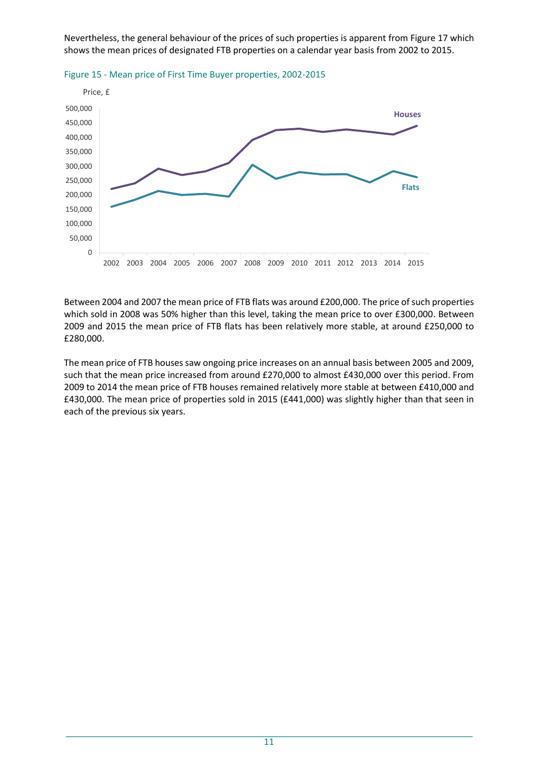Nevertheless, the general behaviour of the prices of such properties is apparent from Figure 17 which shows the mean prices of designated FTB properties on a calendar year basis from 2002 to 2015.

Figure 15 - Mean price of First Time Buyer properties, 2002-2015

Between 2004 and 2007 the mean price of FTB flats was around £200,000. The price of such properties which sold in 2008 was 50% higher than this level, taking the mean price to over £300,000. Between 2009 and 2015 the mean price of FTB flats has been relatively more stable, at around £250,000 to £280,000.

The mean price of FTB houses saw ongoing price increases on an annual basis between 2005 and 2009, such that the mean price increased from around £270,000 to almost £430,000 over this period. From 2009 to 2014 the mean price of FTB houses remained relatively more stable at between £410,000 and £430,000. The mean price of properties sold in 2015 (£441,000) was slightly higher than that seen in each of the previous six years.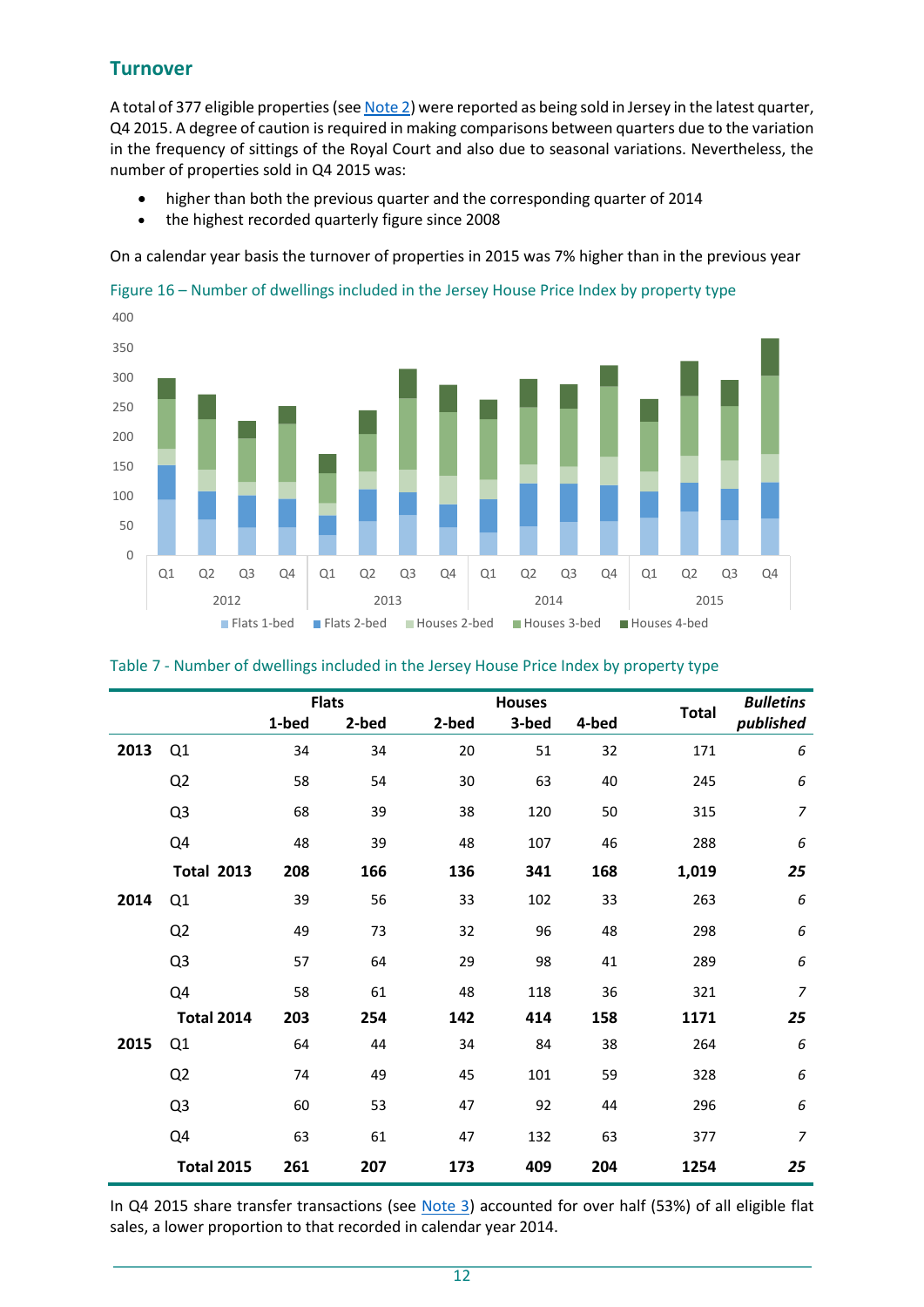## Turnover

A total of 377 eligible properties (see Note 2) were reported as being sold in Jersey in the latest quarter, Q4 2015. A degree of caution is required in making comparisons between quarters due to the variation in the frequency of sittings of the Royal Court and also due to seasonal variations. Nevertheless, the number of properties sold in Q4 2015 was:

- higher than both the previous quarter and the corresponding quarter of 2014
- the highest recorded quarterly figure since 2008

On a calendar year basis the turnover of properties in 2015 was 7% higher than in the previous year

Figure 16 – Number of dwellings included in the Jersey House Price Index by property type

Table 7 - Number of dwellings included in the Jersey House Price Index by property type

| | | Flats | | Houses | | | Total | *Bulletins* |
|---|---|---|---|---|---|---|---|---|
| | | 1-bed | 2-bed | 2-bed | 3-bed | 4-bed | | *published* |
| **2013** | Q1 | 34 | 34 | 20 | 51 | 32 | 171 | *6* |
| | Q2 | 58 | 54 | 30 | 63 | 40 | 245 | *6* |
| | Q3 | 68 | 39 | 38 | 120 | 50 | 315 | *7* |
| | Q4 | 48 | 39 | 48 | 107 | 46 | 288 | *6* |
| | **Total 2013** | **208** | **166** | **136** | **341** | **168** | **1,019** | ***25*** |
| **2014** | Q1 | 39 | 56 | 33 | 102 | 33 | 263 | *6* |
| | Q2 | 49 | 73 | 32 | 96 | 48 | 298 | *6* |
| | Q3 | 57 | 64 | 29 | 98 | 41 | 289 | *6* |
| | Q4 | 58 | 61 | 48 | 118 | 36 | 321 | *7* |
| | **Total 2014** | **203** | **254** | **142** | **414** | **158** | **1171** | ***25*** |
| **2015** | Q1 | 64 | 44 | 34 | 84 | 38 | 264 | *6* |
| | Q2 | 74 | 49 | 45 | 101 | 59 | 328 | *6* |
| | Q3 | 60 | 53 | 47 | 92 | 44 | 296 | *6* |
| | Q4 | 63 | 61 | 47 | 132 | 63 | 377 | *7* |
| | **Total 2015** | **261** | **207** | **173** | **409** | **204** | **1254** | ***25*** |

In Q4 2015 share transfer transactions (see Note 3) accounted for over half (53%) of all eligible flat sales, a lower proportion to that recorded in calendar year 2014.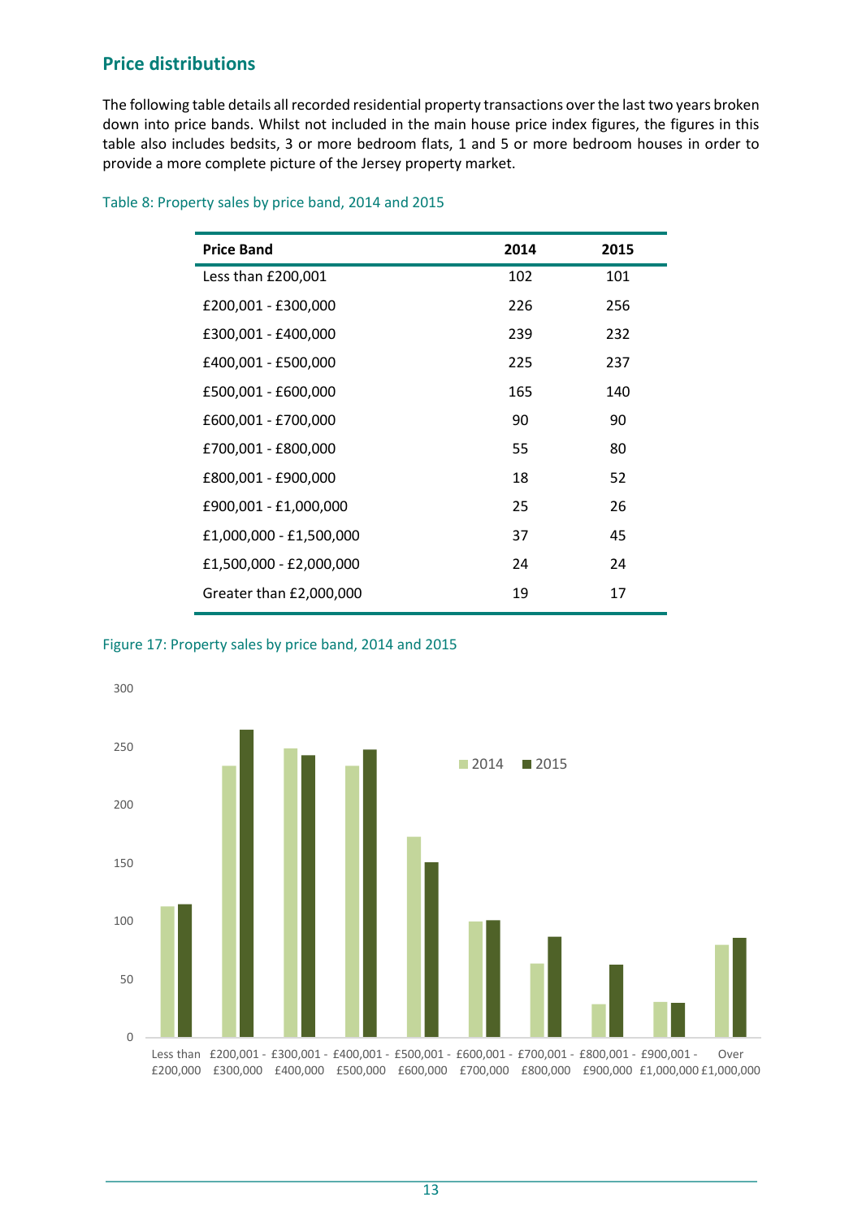## Price distributions

The following table details all recorded residential property transactions over the last two years broken down into price bands. Whilst not included in the main house price index figures, the figures in this table also includes bedsits, 3 or more bedroom flats, 1 and 5 or more bedroom houses in order to provide a more complete picture of the Jersey property market.

Table 8: Property sales by price band, 2014 and 2015

| Price Band | 2014 | 2015 |
|---|---|---|
| Less than £200,001 | 102 | 101 |
| £200,001 - £300,000 | 226 | 256 |
| £300,001 - £400,000 | 239 | 232 |
| £400,001 - £500,000 | 225 | 237 |
| £500,001 - £600,000 | 165 | 140 |
| £600,001 - £700,000 | 90 | 90 |
| £700,001 - £800,000 | 55 | 80 |
| £800,001 - £900,000 | 18 | 52 |
| £900,001 - £1,000,000 | 25 | 26 |
| £1,000,000 - £1,500,000 | 37 | 45 |
| £1,500,000 - £2,000,000 | 24 | 24 |
| Greater than £2,000,000 | 19 | 17 |

Figure 17: Property sales by price band, 2014 and 2015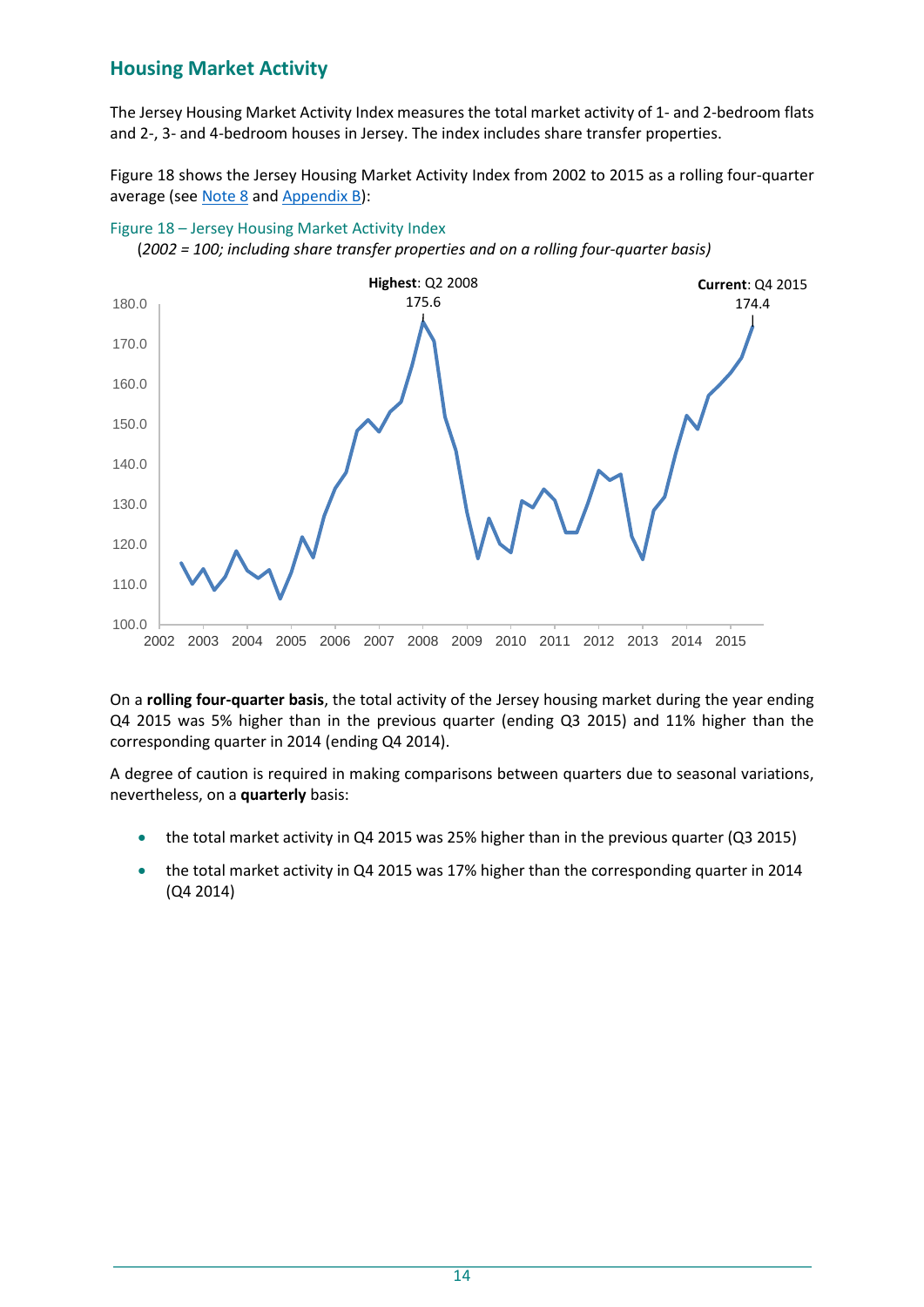## Housing Market Activity

The Jersey Housing Market Activity Index measures the total market activity of 1- and 2-bedroom flats and 2-, 3- and 4-bedroom houses in Jersey. The index includes share transfer properties.

Figure 18 shows the Jersey Housing Market Activity Index from 2002 to 2015 as a rolling four-quarter average (see Note 8 and Appendix B):

Figure 18 – Jersey Housing Market Activity Index

(*2002 = 100; including share transfer properties and on a rolling four-quarter basis)*

On a **rolling four-quarter basis**, the total activity of the Jersey housing market during the year ending Q4 2015 was 5% higher than in the previous quarter (ending Q3 2015) and 11% higher than the corresponding quarter in 2014 (ending Q4 2014).

A degree of caution is required in making comparisons between quarters due to seasonal variations, nevertheless, on a **quarterly** basis:

- the total market activity in Q4 2015 was 25% higher than in the previous quarter (Q3 2015)
- the total market activity in Q4 2015 was 17% higher than the corresponding quarter in 2014 (Q4 2014)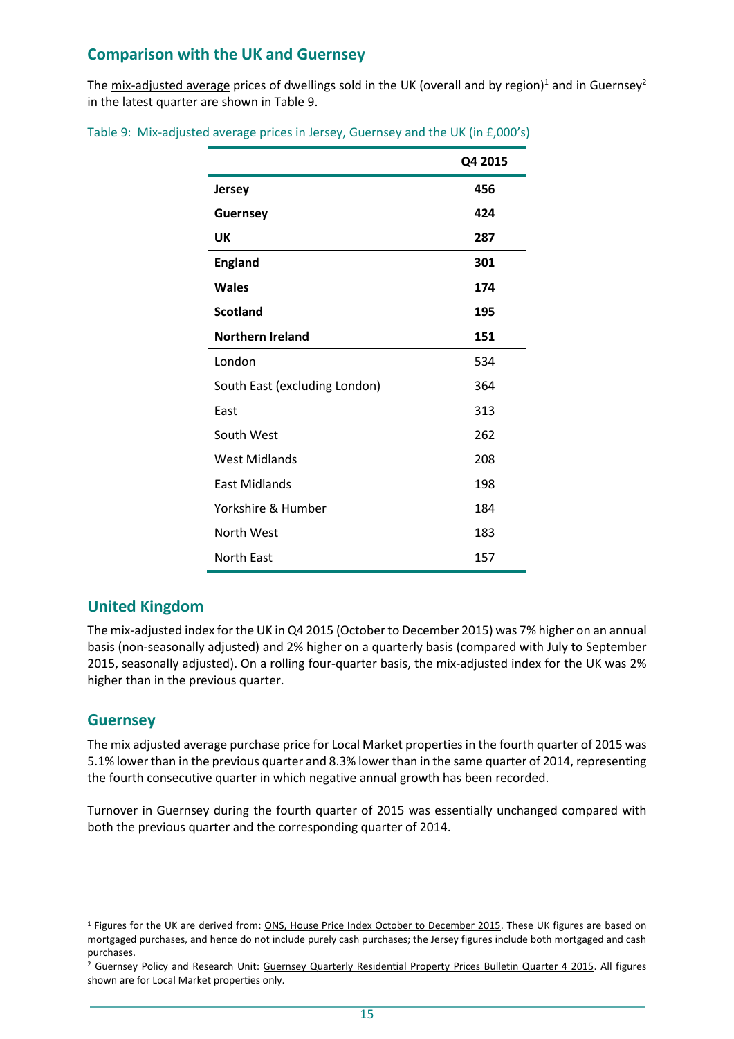## Comparison with the UK and Guernsey

The mix-adjusted average prices of dwellings sold in the UK (overall and by region)[1] and in Guernsey[2] in the latest quarter are shown in Table 9.

Table 9: Mix-adjusted average prices in Jersey, Guernsey and the UK (in £,000's)

| | Q4 2015 |
|---|---|
| **Jersey** | **456** |
| **Guernsey** | **424** |
| **UK** | **287** |
| **England** | **301** |
| **Wales** | **174** |
| **Scotland** | **195** |
| **Northern Ireland** | **151** |
| London | 534 |
| South East (excluding London) | 364 |
| East | 313 |
| South West | 262 |
| West Midlands | 208 |
| East Midlands | 198 |
| Yorkshire & Humber | 184 |
| North West | 183 |
| North East | 157 |

## United Kingdom

The mix-adjusted index for the UK in Q4 2015 (October to December 2015) was 7% higher on an annual basis (non-seasonally adjusted) and 2% higher on a quarterly basis (compared with July to September 2015, seasonally adjusted). On a rolling four-quarter basis, the mix-adjusted index for the UK was 2% higher than in the previous quarter.

## Guernsey

The mix adjusted average purchase price for Local Market properties in the fourth quarter of 2015 was 5.1% lower than in the previous quarter and 8.3% lower than in the same quarter of 2014, representing the fourth consecutive quarter in which negative annual growth has been recorded.

Turnover in Guernsey during the fourth quarter of 2015 was essentially unchanged compared with both the previous quarter and the corresponding quarter of 2014.

---

[1] Figures for the UK are derived from: ONS, House Price Index October to December 2015. These UK figures are based on mortgaged purchases, and hence do not include purely cash purchases; the Jersey figures include both mortgaged and cash purchases.

[2] Guernsey Policy and Research Unit: Guernsey Quarterly Residential Property Prices Bulletin Quarter 4 2015. All figures shown are for Local Market properties only.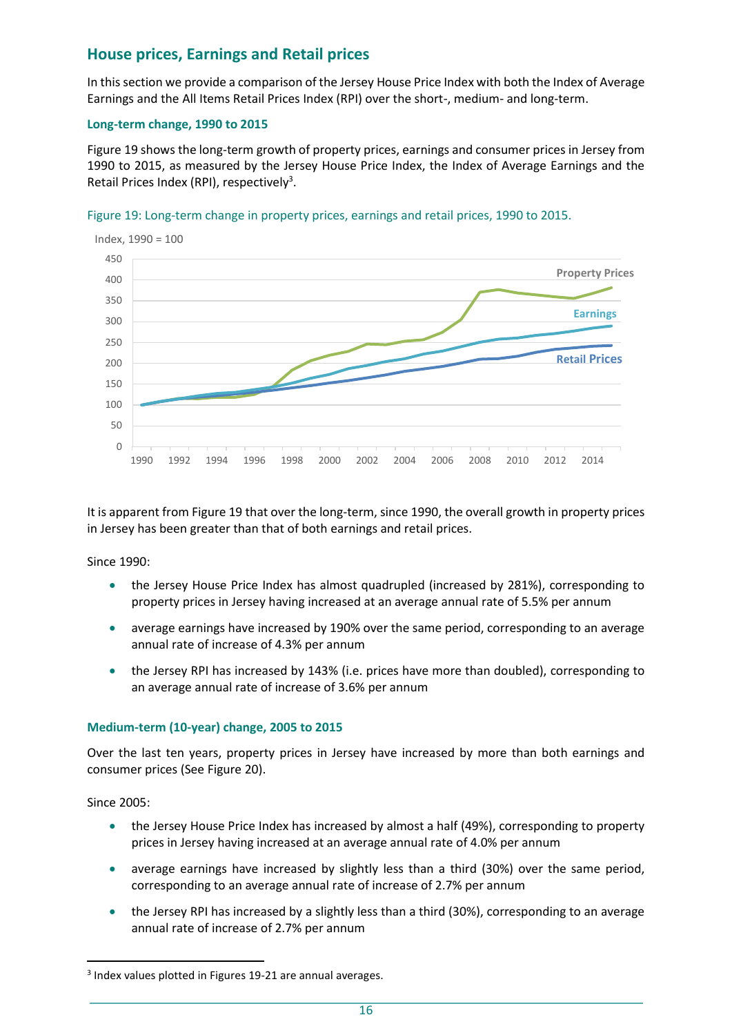## House prices, Earnings and Retail prices

In this section we provide a comparison of the Jersey House Price Index with both the Index of Average Earnings and the All Items Retail Prices Index (RPI) over the short-, medium- and long-term.

### Long-term change, 1990 to 2015

Figure 19 shows the long-term growth of property prices, earnings and consumer prices in Jersey from 1990 to 2015, as measured by the Jersey House Price Index, the Index of Average Earnings and the Retail Prices Index (RPI), respectively[3].

Figure 19: Long-term change in property prices, earnings and retail prices, 1990 to 2015.

It is apparent from Figure 19 that over the long-term, since 1990, the overall growth in property prices in Jersey has been greater than that of both earnings and retail prices.

Since 1990:

- the Jersey House Price Index has almost quadrupled (increased by 281%), corresponding to property prices in Jersey having increased at an average annual rate of 5.5% per annum
- average earnings have increased by 190% over the same period, corresponding to an average annual rate of increase of 4.3% per annum
- the Jersey RPI has increased by 143% (i.e. prices have more than doubled), corresponding to an average annual rate of increase of 3.6% per annum

### Medium-term (10-year) change, 2005 to 2015

Over the last ten years, property prices in Jersey have increased by more than both earnings and consumer prices (See Figure 20).

Since 2005:

- the Jersey House Price Index has increased by almost a half (49%), corresponding to property prices in Jersey having increased at an average annual rate of 4.0% per annum
- average earnings have increased by slightly less than a third (30%) over the same period, corresponding to an average annual rate of increase of 2.7% per annum
- the Jersey RPI has increased by a slightly less than a third (30%), corresponding to an average annual rate of increase of 2.7% per annum

[3] Index values plotted in Figures 19-21 are annual averages.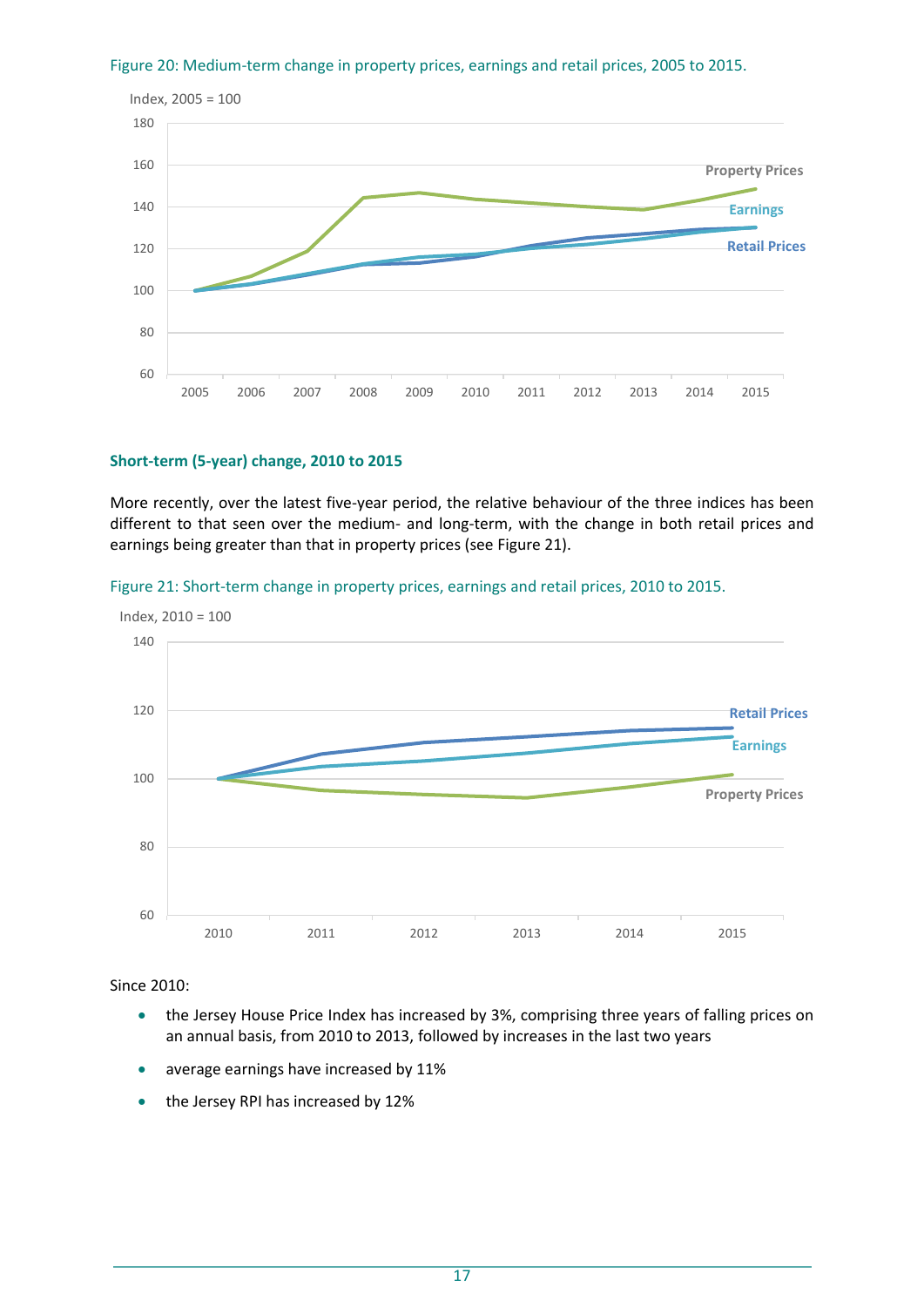Figure 20: Medium-term change in property prices, earnings and retail prices, 2005 to 2015.

## Short-term (5-year) change, 2010 to 2015

More recently, over the latest five-year period, the relative behaviour of the three indices has been different to that seen over the medium- and long-term, with the change in both retail prices and earnings being greater than that in property prices (see Figure 21).

Figure 21: Short-term change in property prices, earnings and retail prices, 2010 to 2015.

Since 2010:

- the Jersey House Price Index has increased by 3%, comprising three years of falling prices on an annual basis, from 2010 to 2013, followed by increases in the last two years
- average earnings have increased by 11%
- the Jersey RPI has increased by 12%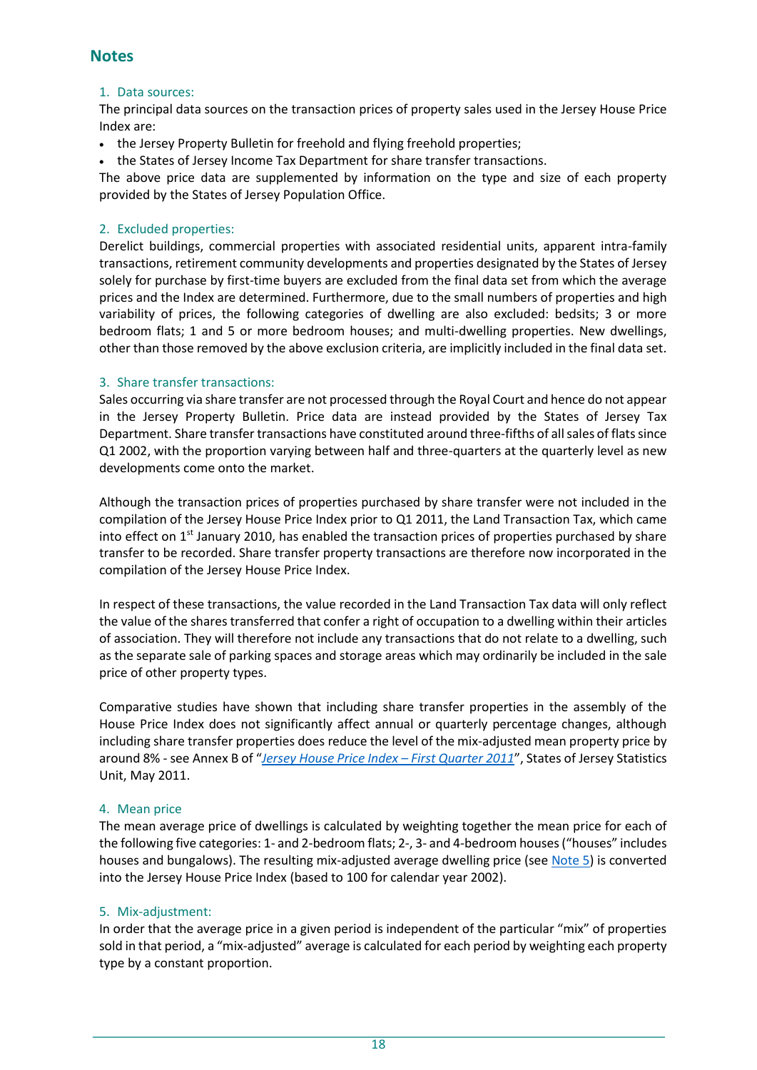## Notes

### 1. Data sources:

The principal data sources on the transaction prices of property sales used in the Jersey House Price Index are:

- the Jersey Property Bulletin for freehold and flying freehold properties;
- the States of Jersey Income Tax Department for share transfer transactions.

The above price data are supplemented by information on the type and size of each property provided by the States of Jersey Population Office.

### 2. Excluded properties:

Derelict buildings, commercial properties with associated residential units, apparent intra-family transactions, retirement community developments and properties designated by the States of Jersey solely for purchase by first-time buyers are excluded from the final data set from which the average prices and the Index are determined. Furthermore, due to the small numbers of properties and high variability of prices, the following categories of dwelling are also excluded: bedsits; 3 or more bedroom flats; 1 and 5 or more bedroom houses; and multi-dwelling properties. New dwellings, other than those removed by the above exclusion criteria, are implicitly included in the final data set.

### 3. Share transfer transactions:

Sales occurring via share transfer are not processed through the Royal Court and hence do not appear in the Jersey Property Bulletin. Price data are instead provided by the States of Jersey Tax Department. Share transfer transactions have constituted around three-fifths of all sales of flats since Q1 2002, with the proportion varying between half and three-quarters at the quarterly level as new developments come onto the market.

Although the transaction prices of properties purchased by share transfer were not included in the compilation of the Jersey House Price Index prior to Q1 2011, the Land Transaction Tax, which came into effect on 1st January 2010, has enabled the transaction prices of properties purchased by share transfer to be recorded. Share transfer property transactions are therefore now incorporated in the compilation of the Jersey House Price Index.

In respect of these transactions, the value recorded in the Land Transaction Tax data will only reflect the value of the shares transferred that confer a right of occupation to a dwelling within their articles of association. They will therefore not include any transactions that do not relate to a dwelling, such as the separate sale of parking spaces and storage areas which may ordinarily be included in the sale price of other property types.

Comparative studies have shown that including share transfer properties in the assembly of the House Price Index does not significantly affect annual or quarterly percentage changes, although including share transfer properties does reduce the level of the mix-adjusted mean property price by around 8% - see Annex B of "*Jersey House Price Index – First Quarter 2011*", States of Jersey Statistics Unit, May 2011.

### 4. Mean price

The mean average price of dwellings is calculated by weighting together the mean price for each of the following five categories: 1- and 2-bedroom flats; 2-, 3- and 4-bedroom houses ("houses" includes houses and bungalows). The resulting mix-adjusted average dwelling price (see Note 5) is converted into the Jersey House Price Index (based to 100 for calendar year 2002).

### 5. Mix-adjustment:

In order that the average price in a given period is independent of the particular "mix" of properties sold in that period, a "mix-adjusted" average is calculated for each period by weighting each property type by a constant proportion.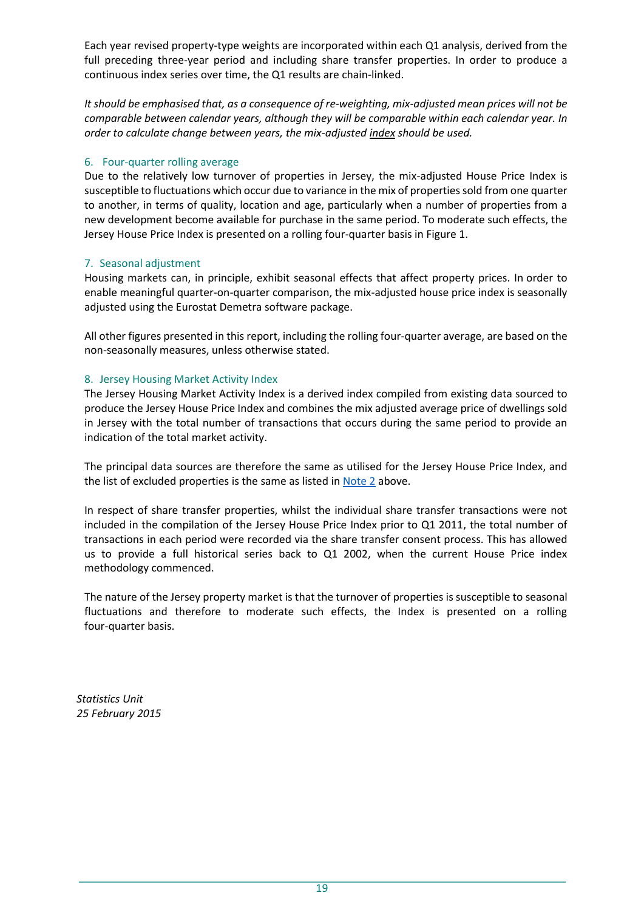Each year revised property-type weights are incorporated within each Q1 analysis, derived from the full preceding three-year period and including share transfer properties. In order to produce a continuous index series over time, the Q1 results are chain-linked.

*It should be emphasised that, as a consequence of re-weighting, mix-adjusted mean prices will not be comparable between calendar years, although they will be comparable within each calendar year. In order to calculate change between years, the mix-adjusted index should be used.*

### 6. Four-quarter rolling average

Due to the relatively low turnover of properties in Jersey, the mix-adjusted House Price Index is susceptible to fluctuations which occur due to variance in the mix of properties sold from one quarter to another, in terms of quality, location and age, particularly when a number of properties from a new development become available for purchase in the same period. To moderate such effects, the Jersey House Price Index is presented on a rolling four-quarter basis in Figure 1.

### 7. Seasonal adjustment

Housing markets can, in principle, exhibit seasonal effects that affect property prices. In order to enable meaningful quarter-on-quarter comparison, the mix-adjusted house price index is seasonally adjusted using the Eurostat Demetra software package.

All other figures presented in this report, including the rolling four-quarter average, are based on the non-seasonally measures, unless otherwise stated.

### 8. Jersey Housing Market Activity Index

The Jersey Housing Market Activity Index is a derived index compiled from existing data sourced to produce the Jersey House Price Index and combines the mix adjusted average price of dwellings sold in Jersey with the total number of transactions that occurs during the same period to provide an indication of the total market activity.

The principal data sources are therefore the same as utilised for the Jersey House Price Index, and the list of excluded properties is the same as listed in Note 2 above.

In respect of share transfer properties, whilst the individual share transfer transactions were not included in the compilation of the Jersey House Price Index prior to Q1 2011, the total number of transactions in each period were recorded via the share transfer consent process. This has allowed us to provide a full historical series back to Q1 2002, when the current House Price index methodology commenced.

The nature of the Jersey property market is that the turnover of properties is susceptible to seasonal fluctuations and therefore to moderate such effects, the Index is presented on a rolling four-quarter basis.

*Statistics Unit*
*25 February 2015*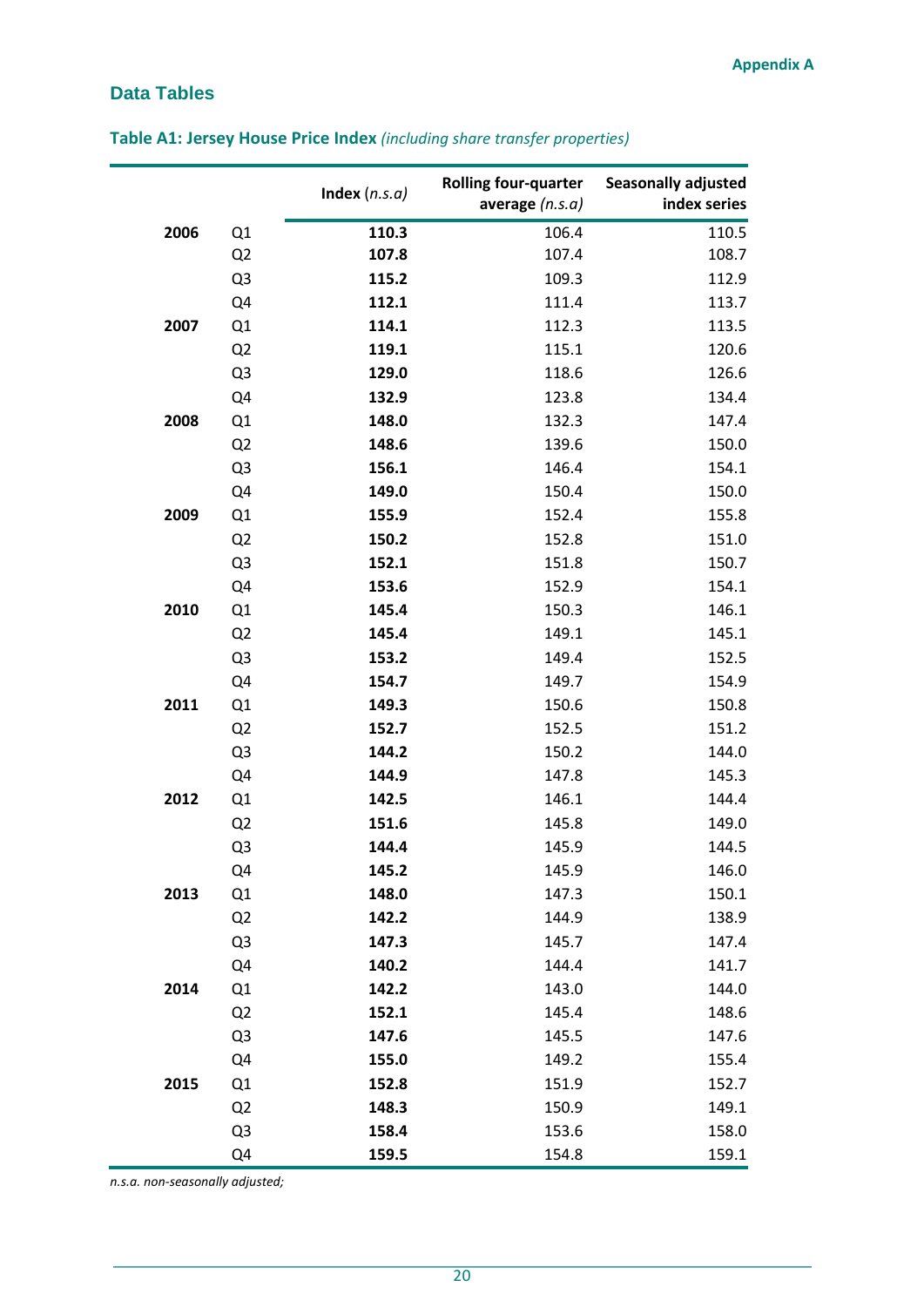Appendix A

## Data Tables

### Table A1: Jersey House Price Index *(including share transfer properties)*

| | | Index (*n.s.a*) | Rolling four-quarter average (*n.s.a*) | Seasonally adjusted index series |
|---|---|---|---|---|
| **2006** | Q1 | **110.3** | 106.4 | 110.5 |
| | Q2 | **107.8** | 107.4 | 108.7 |
| | Q3 | **115.2** | 109.3 | 112.9 |
| | Q4 | **112.1** | 111.4 | 113.7 |
| **2007** | Q1 | **114.1** | 112.3 | 113.5 |
| | Q2 | **119.1** | 115.1 | 120.6 |
| | Q3 | **129.0** | 118.6 | 126.6 |
| | Q4 | **132.9** | 123.8 | 134.4 |
| **2008** | Q1 | **148.0** | 132.3 | 147.4 |
| | Q2 | **148.6** | 139.6 | 150.0 |
| | Q3 | **156.1** | 146.4 | 154.1 |
| | Q4 | **149.0** | 150.4 | 150.0 |
| **2009** | Q1 | **155.9** | 152.4 | 155.8 |
| | Q2 | **150.2** | 152.8 | 151.0 |
| | Q3 | **152.1** | 151.8 | 150.7 |
| | Q4 | **153.6** | 152.9 | 154.1 |
| **2010** | Q1 | **145.4** | 150.3 | 146.1 |
| | Q2 | **145.4** | 149.1 | 145.1 |
| | Q3 | **153.2** | 149.4 | 152.5 |
| | Q4 | **154.7** | 149.7 | 154.9 |
| **2011** | Q1 | **149.3** | 150.6 | 150.8 |
| | Q2 | **152.7** | 152.5 | 151.2 |
| | Q3 | **144.2** | 150.2 | 144.0 |
| | Q4 | **144.9** | 147.8 | 145.3 |
| **2012** | Q1 | **142.5** | 146.1 | 144.4 |
| | Q2 | **151.6** | 145.8 | 149.0 |
| | Q3 | **144.4** | 145.9 | 144.5 |
| | Q4 | **145.2** | 145.9 | 146.0 |
| **2013** | Q1 | **148.0** | 147.3 | 150.1 |
| | Q2 | **142.2** | 144.9 | 138.9 |
| | Q3 | **147.3** | 145.7 | 147.4 |
| | Q4 | **140.2** | 144.4 | 141.7 |
| **2014** | Q1 | **142.2** | 143.0 | 144.0 |
| | Q2 | **152.1** | 145.4 | 148.6 |
| | Q3 | **147.6** | 145.5 | 147.6 |
| | Q4 | **155.0** | 149.2 | 155.4 |
| **2015** | Q1 | **152.8** | 151.9 | 152.7 |
| | Q2 | **148.3** | 150.9 | 149.1 |
| | Q3 | **158.4** | 153.6 | 158.0 |
| | Q4 | **159.5** | 154.8 | 159.1 |

*n.s.a. non-seasonally adjusted;*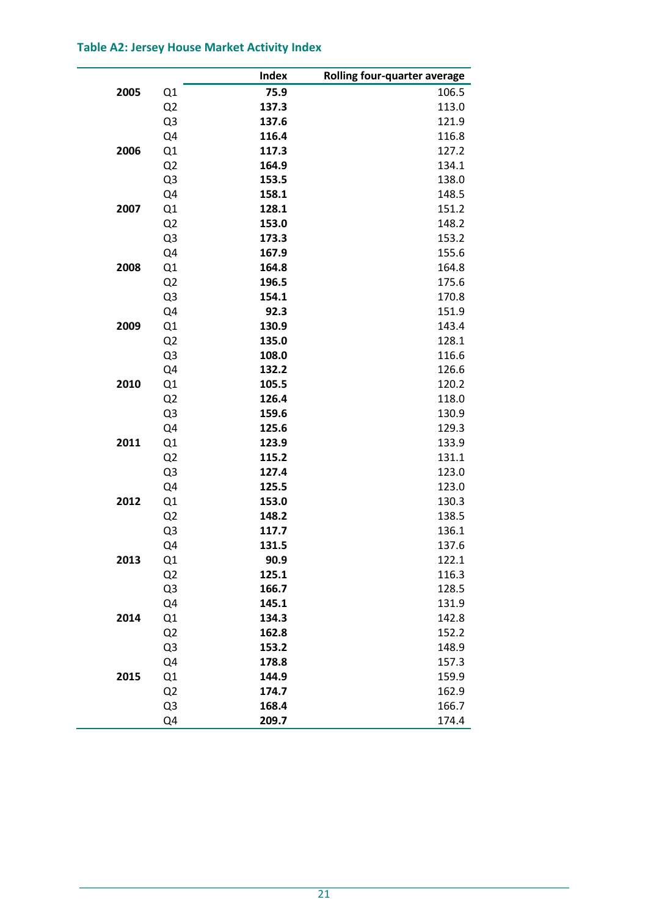### Table A2: Jersey House Market Activity Index

| | | Index | Rolling four-quarter average |
|---|---|---|---|
| **2005** | Q1 | **75.9** | 106.5 |
| | Q2 | **137.3** | 113.0 |
| | Q3 | **137.6** | 121.9 |
| | Q4 | **116.4** | 116.8 |
| **2006** | Q1 | **117.3** | 127.2 |
| | Q2 | **164.9** | 134.1 |
| | Q3 | **153.5** | 138.0 |
| | Q4 | **158.1** | 148.5 |
| **2007** | Q1 | **128.1** | 151.2 |
| | Q2 | **153.0** | 148.2 |
| | Q3 | **173.3** | 153.2 |
| | Q4 | **167.9** | 155.6 |
| **2008** | Q1 | **164.8** | 164.8 |
| | Q2 | **196.5** | 175.6 |
| | Q3 | **154.1** | 170.8 |
| | Q4 | **92.3** | 151.9 |
| **2009** | Q1 | **130.9** | 143.4 |
| | Q2 | **135.0** | 128.1 |
| | Q3 | **108.0** | 116.6 |
| | Q4 | **132.2** | 126.6 |
| **2010** | Q1 | **105.5** | 120.2 |
| | Q2 | **126.4** | 118.0 |
| | Q3 | **159.6** | 130.9 |
| | Q4 | **125.6** | 129.3 |
| **2011** | Q1 | **123.9** | 133.9 |
| | Q2 | **115.2** | 131.1 |
| | Q3 | **127.4** | 123.0 |
| | Q4 | **125.5** | 123.0 |
| **2012** | Q1 | **153.0** | 130.3 |
| | Q2 | **148.2** | 138.5 |
| | Q3 | **117.7** | 136.1 |
| | Q4 | **131.5** | 137.6 |
| **2013** | Q1 | **90.9** | 122.1 |
| | Q2 | **125.1** | 116.3 |
| | Q3 | **166.7** | 128.5 |
| | Q4 | **145.1** | 131.9 |
| **2014** | Q1 | **134.3** | 142.8 |
| | Q2 | **162.8** | 152.2 |
| | Q3 | **153.2** | 148.9 |
| | Q4 | **178.8** | 157.3 |
| **2015** | Q1 | **144.9** | 159.9 |
| | Q2 | **174.7** | 162.9 |
| | Q3 | **168.4** | 166.7 |
| | Q4 | **209.7** | 174.4 |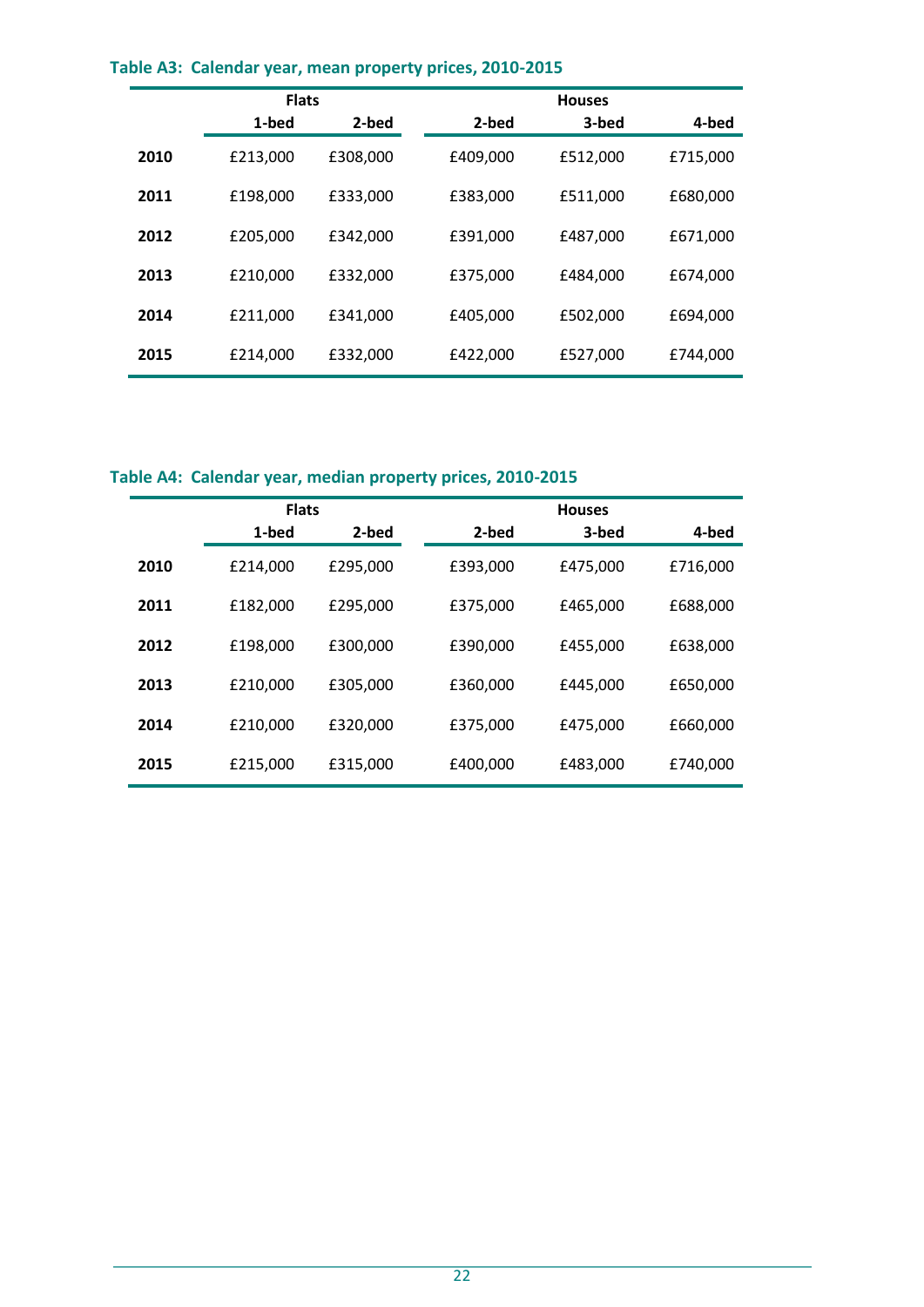**Table A3: Calendar year, mean property prices, 2010-2015**

| | Flats | | Houses | | |
|---|---|---|---|---|---|
| | 1-bed | 2-bed | 2-bed | 3-bed | 4-bed |
| **2010** | £213,000 | £308,000 | £409,000 | £512,000 | £715,000 |
| **2011** | £198,000 | £333,000 | £383,000 | £511,000 | £680,000 |
| **2012** | £205,000 | £342,000 | £391,000 | £487,000 | £671,000 |
| **2013** | £210,000 | £332,000 | £375,000 | £484,000 | £674,000 |
| **2014** | £211,000 | £341,000 | £405,000 | £502,000 | £694,000 |
| **2015** | £214,000 | £332,000 | £422,000 | £527,000 | £744,000 |

**Table A4: Calendar year, median property prices, 2010-2015**

| | Flats | | Houses | | |
|---|---|---|---|---|---|
| | 1-bed | 2-bed | 2-bed | 3-bed | 4-bed |
| **2010** | £214,000 | £295,000 | £393,000 | £475,000 | £716,000 |
| **2011** | £182,000 | £295,000 | £375,000 | £465,000 | £688,000 |
| **2012** | £198,000 | £300,000 | £390,000 | £455,000 | £638,000 |
| **2013** | £210,000 | £305,000 | £360,000 | £445,000 | £650,000 |
| **2014** | £210,000 | £320,000 | £375,000 | £475,000 | £660,000 |
| **2015** | £215,000 | £315,000 | £400,000 | £483,000 | £740,000 |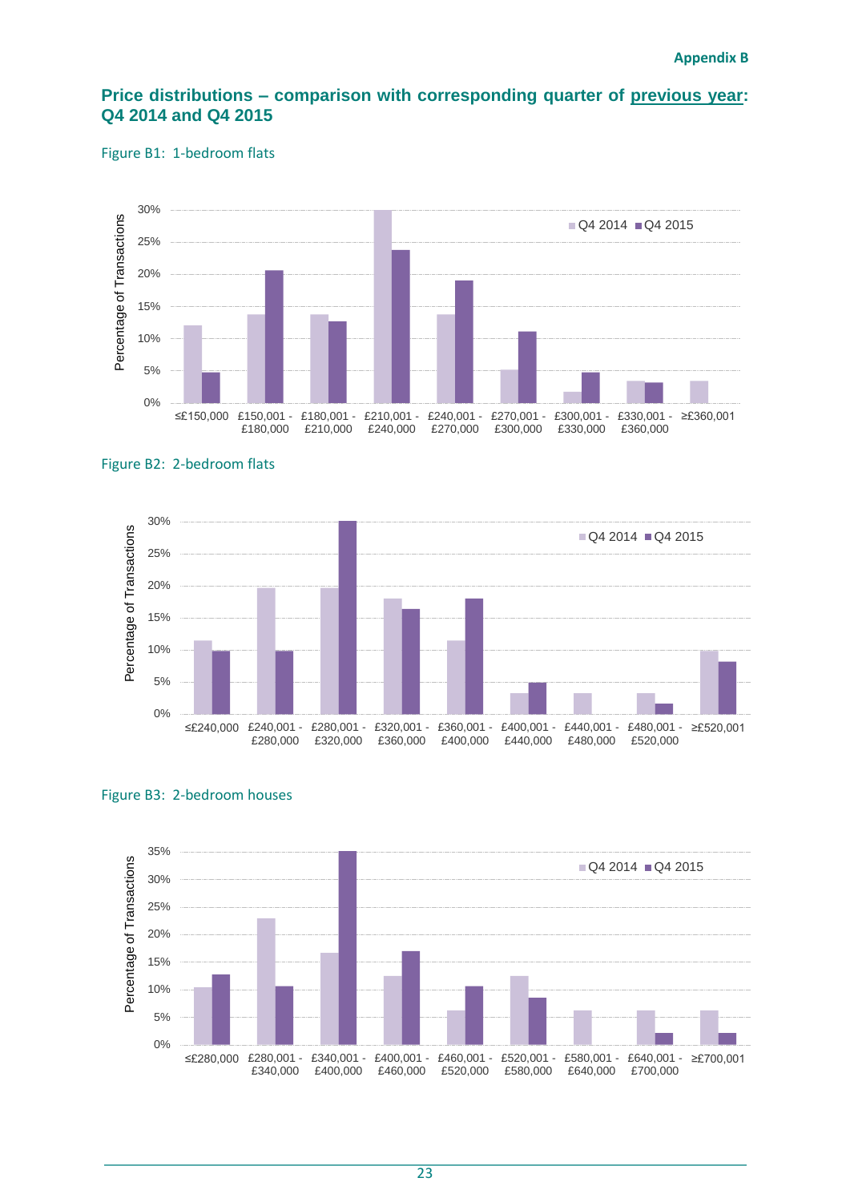Appendix B

## Price distributions – comparison with corresponding quarter of previous year: Q4 2014 and Q4 2015

Figure B1: 1-bedroom flats

Figure B2: 2-bedroom flats

Figure B3: 2-bedroom houses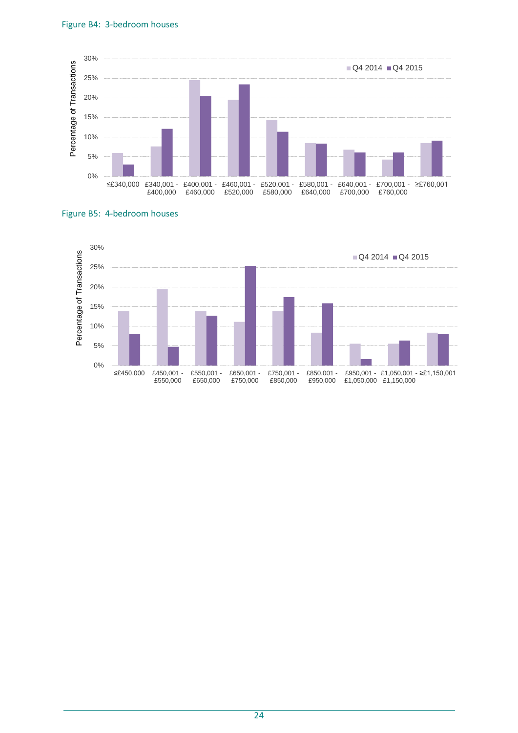Figure B4: 3-bedroom houses

Figure B5: 4-bedroom houses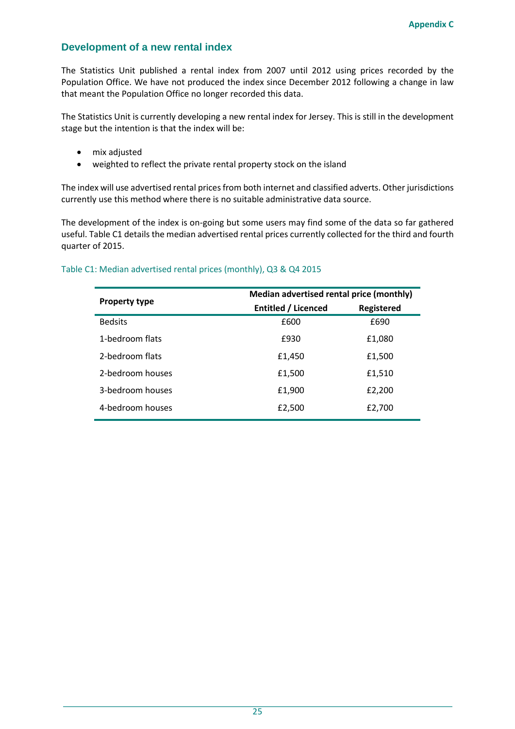## Development of a new rental index

The Statistics Unit published a rental index from 2007 until 2012 using prices recorded by the Population Office. We have not produced the index since December 2012 following a change in law that meant the Population Office no longer recorded this data.

The Statistics Unit is currently developing a new rental index for Jersey. This is still in the development stage but the intention is that the index will be:

- mix adjusted
- weighted to reflect the private rental property stock on the island

The index will use advertised rental prices from both internet and classified adverts. Other jurisdictions currently use this method where there is no suitable administrative data source.

The development of the index is on-going but some users may find some of the data so far gathered useful. Table C1 details the median advertised rental prices currently collected for the third and fourth quarter of 2015.

Table C1: Median advertised rental prices (monthly), Q3 & Q4 2015

| Property type | Median advertised rental price (monthly) | |
|---|---|---|
| | Entitled / Licenced | Registered |
| Bedsits | £600 | £690 |
| 1-bedroom flats | £930 | £1,080 |
| 2-bedroom flats | £1,450 | £1,500 |
| 2-bedroom houses | £1,500 | £1,510 |
| 3-bedroom houses | £1,900 | £2,200 |
| 4-bedroom houses | £2,500 | £2,700 |